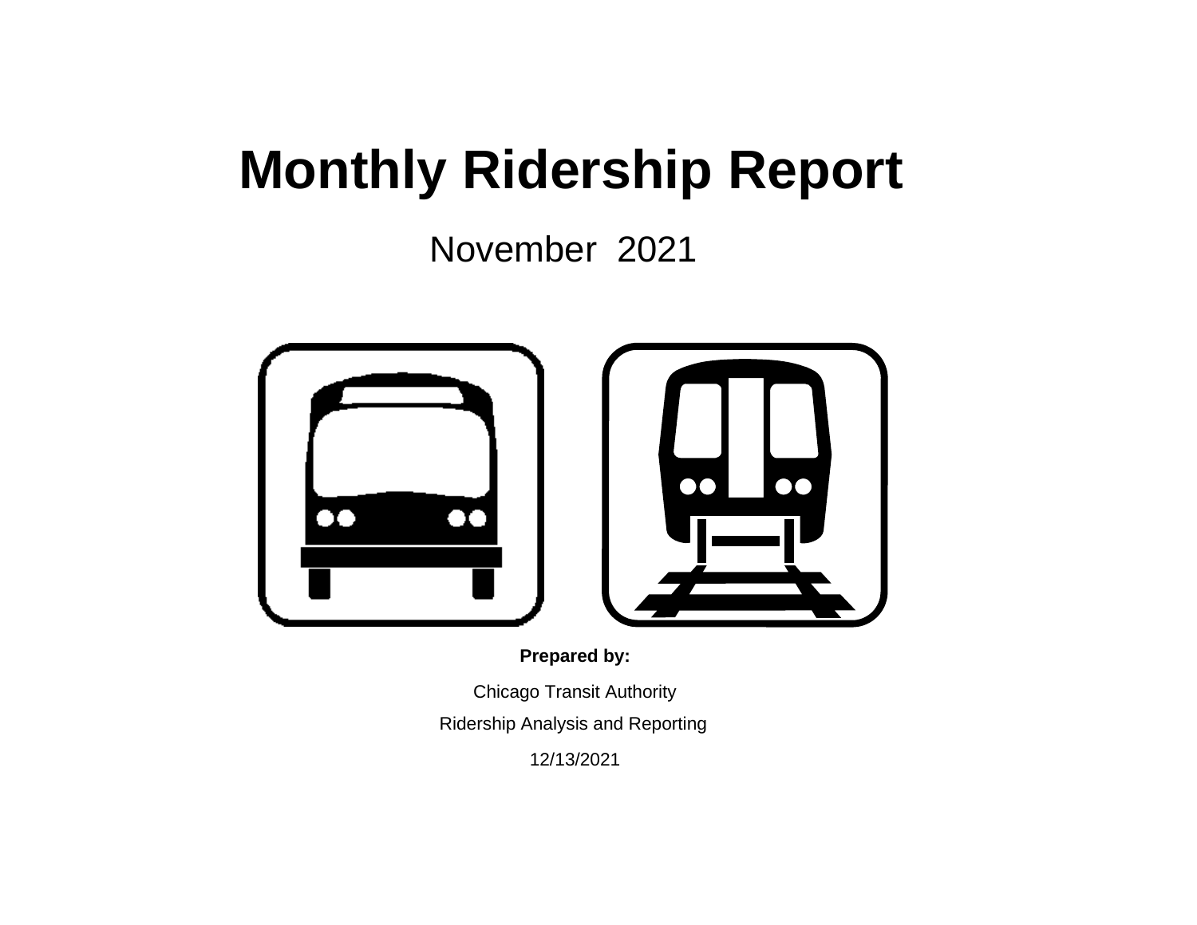# Monthly Ridership Report

November 2021

**Prepared by:**

Chicago Transit Authority

Ridership Analysis and Reporting

12/13/2021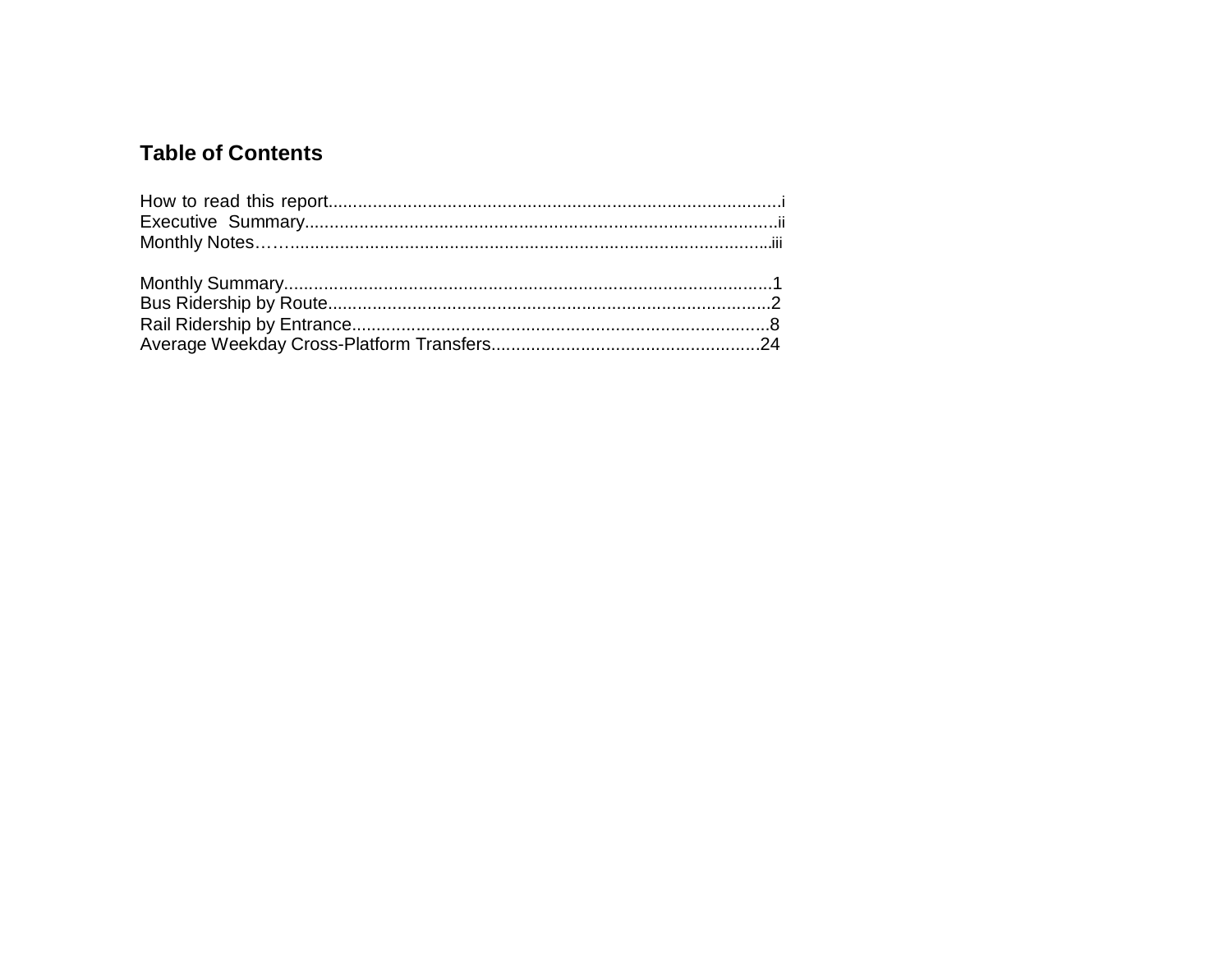## Table of Contents

How to read this report..........................................................................................i
Executive Summary..............................................................................................ii
Monthly Notes……...............................................................................................iii

Monthly Summary..................................................................................................1
Bus Ridership by Route.........................................................................................2
Rail Ridership by Entrance....................................................................................8
Average Weekday Cross-Platform Transfers.......................................................24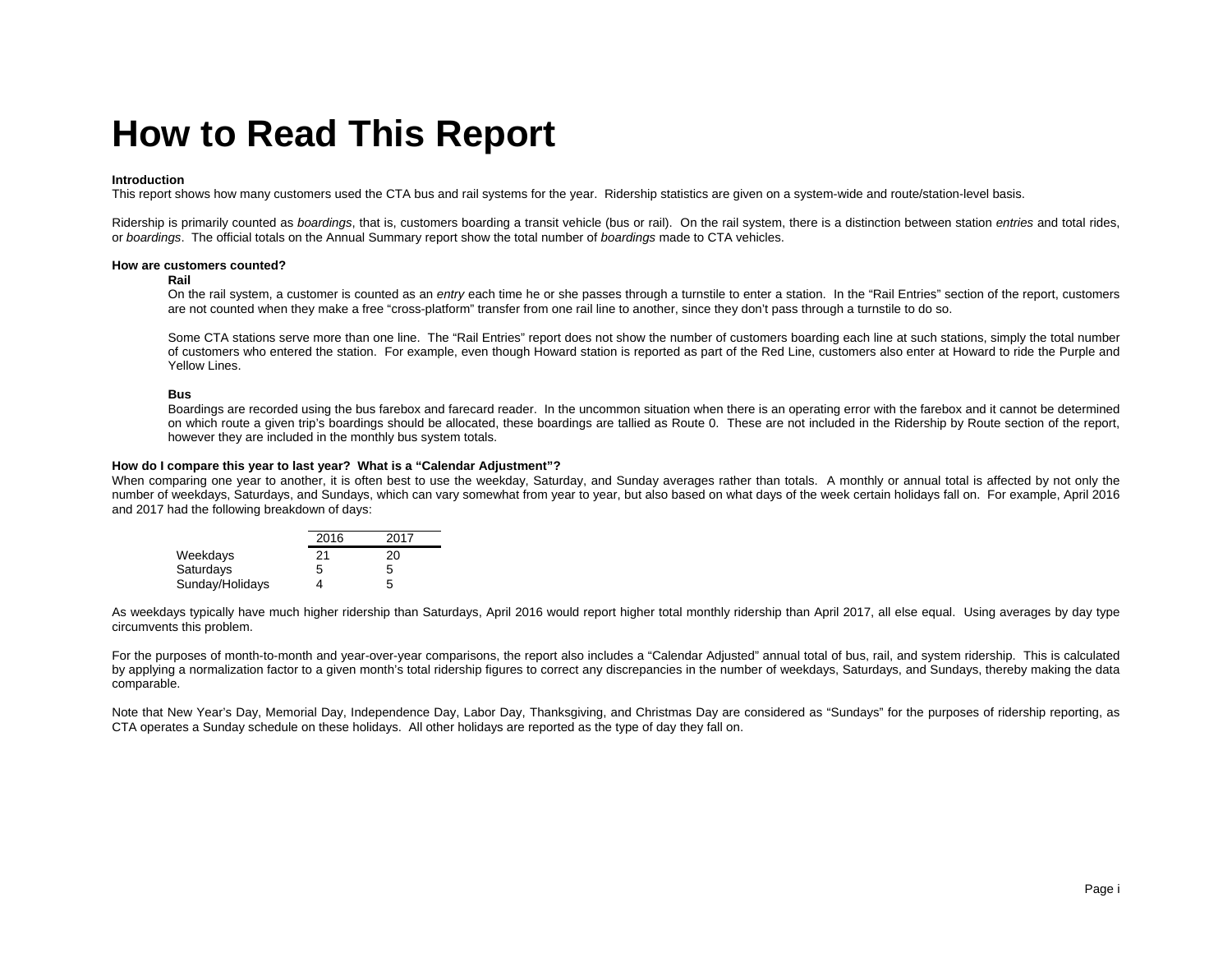# How to Read This Report

**Introduction**

This report shows how many customers used the CTA bus and rail systems for the year. Ridership statistics are given on a system-wide and route/station-level basis.

Ridership is primarily counted as *boardings*, that is, customers boarding a transit vehicle (bus or rail). On the rail system, there is a distinction between station *entries* and total rides, or *boardings*. The official totals on the Annual Summary report show the total number of *boardings* made to CTA vehicles.

**How are customers counted?**

**Rail**

On the rail system, a customer is counted as an *entry* each time he or she passes through a turnstile to enter a station. In the "Rail Entries" section of the report, customers are not counted when they make a free "cross-platform" transfer from one rail line to another, since they don't pass through a turnstile to do so.

Some CTA stations serve more than one line. The "Rail Entries" report does not show the number of customers boarding each line at such stations, simply the total number of customers who entered the station. For example, even though Howard station is reported as part of the Red Line, customers also enter at Howard to ride the Purple and Yellow Lines.

**Bus**

Boardings are recorded using the bus farebox and farecard reader. In the uncommon situation when there is an operating error with the farebox and it cannot be determined on which route a given trip's boardings should be allocated, these boardings are tallied as Route 0. These are not included in the Ridership by Route section of the report, however they are included in the monthly bus system totals.

**How do I compare this year to last year? What is a "Calendar Adjustment"?**

When comparing one year to another, it is often best to use the weekday, Saturday, and Sunday averages rather than totals. A monthly or annual total is affected by not only the number of weekdays, Saturdays, and Sundays, which can vary somewhat from year to year, but also based on what days of the week certain holidays fall on. For example, April 2016 and 2017 had the following breakdown of days:

| | 2016 | 2017 |
|---|---|---|
| Weekdays | 21 | 20 |
| Saturdays | 5 | 5 |
| Sunday/Holidays | 4 | 5 |

As weekdays typically have much higher ridership than Saturdays, April 2016 would report higher total monthly ridership than April 2017, all else equal. Using averages by day type circumvents this problem.

For the purposes of month-to-month and year-over-year comparisons, the report also includes a "Calendar Adjusted" annual total of bus, rail, and system ridership. This is calculated by applying a normalization factor to a given month's total ridership figures to correct any discrepancies in the number of weekdays, Saturdays, and Sundays, thereby making the data comparable.

Note that New Year's Day, Memorial Day, Independence Day, Labor Day, Thanksgiving, and Christmas Day are considered as "Sundays" for the purposes of ridership reporting, as CTA operates a Sunday schedule on these holidays. All other holidays are reported as the type of day they fall on.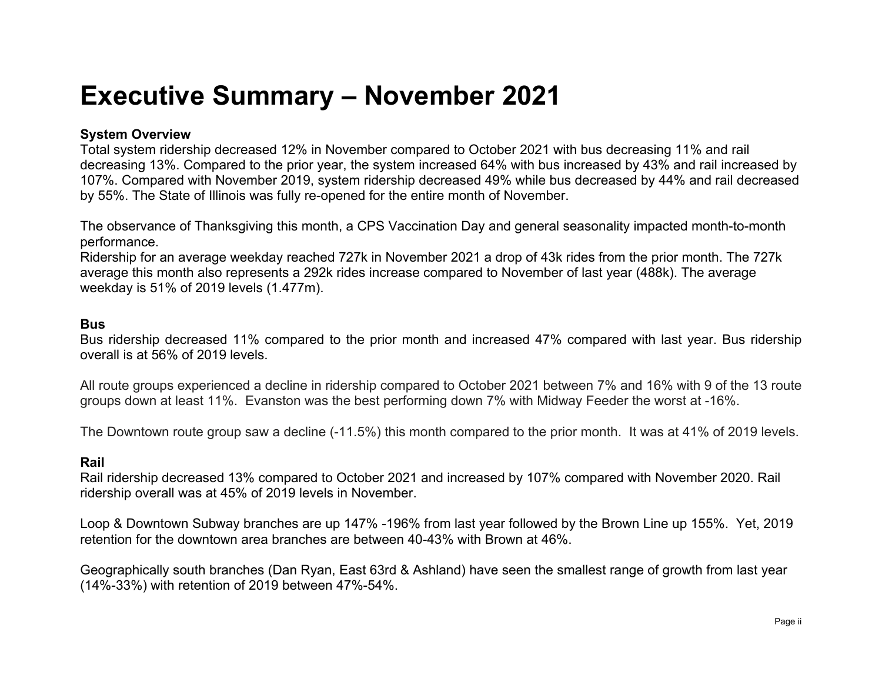# Executive Summary – November 2021

**System Overview**

Total system ridership decreased 12% in November compared to October 2021 with bus decreasing 11% and rail decreasing 13%. Compared to the prior year, the system increased 64% with bus increased by 43% and rail increased by 107%. Compared with November 2019, system ridership decreased 49% while bus decreased by 44% and rail decreased by 55%. The State of Illinois was fully re-opened for the entire month of November.

The observance of Thanksgiving this month, a CPS Vaccination Day and general seasonality impacted month-to-month performance.
Ridership for an average weekday reached 727k in November 2021 a drop of 43k rides from the prior month. The 727k average this month also represents a 292k rides increase compared to November of last year (488k). The average weekday is 51% of 2019 levels (1.477m).

**Bus**

Bus ridership decreased 11% compared to the prior month and increased 47% compared with last year. Bus ridership overall is at 56% of 2019 levels.

All route groups experienced a decline in ridership compared to October 2021 between 7% and 16% with 9 of the 13 route groups down at least 11%. Evanston was the best performing down 7% with Midway Feeder the worst at -16%.

The Downtown route group saw a decline (-11.5%) this month compared to the prior month. It was at 41% of 2019 levels.

**Rail**

Rail ridership decreased 13% compared to October 2021 and increased by 107% compared with November 2020. Rail ridership overall was at 45% of 2019 levels in November.

Loop & Downtown Subway branches are up 147% -196% from last year followed by the Brown Line up 155%. Yet, 2019 retention for the downtown area branches are between 40-43% with Brown at 46%.

Geographically south branches (Dan Ryan, East 63rd & Ashland) have seen the smallest range of growth from last year (14%-33%) with retention of 2019 between 47%-54%.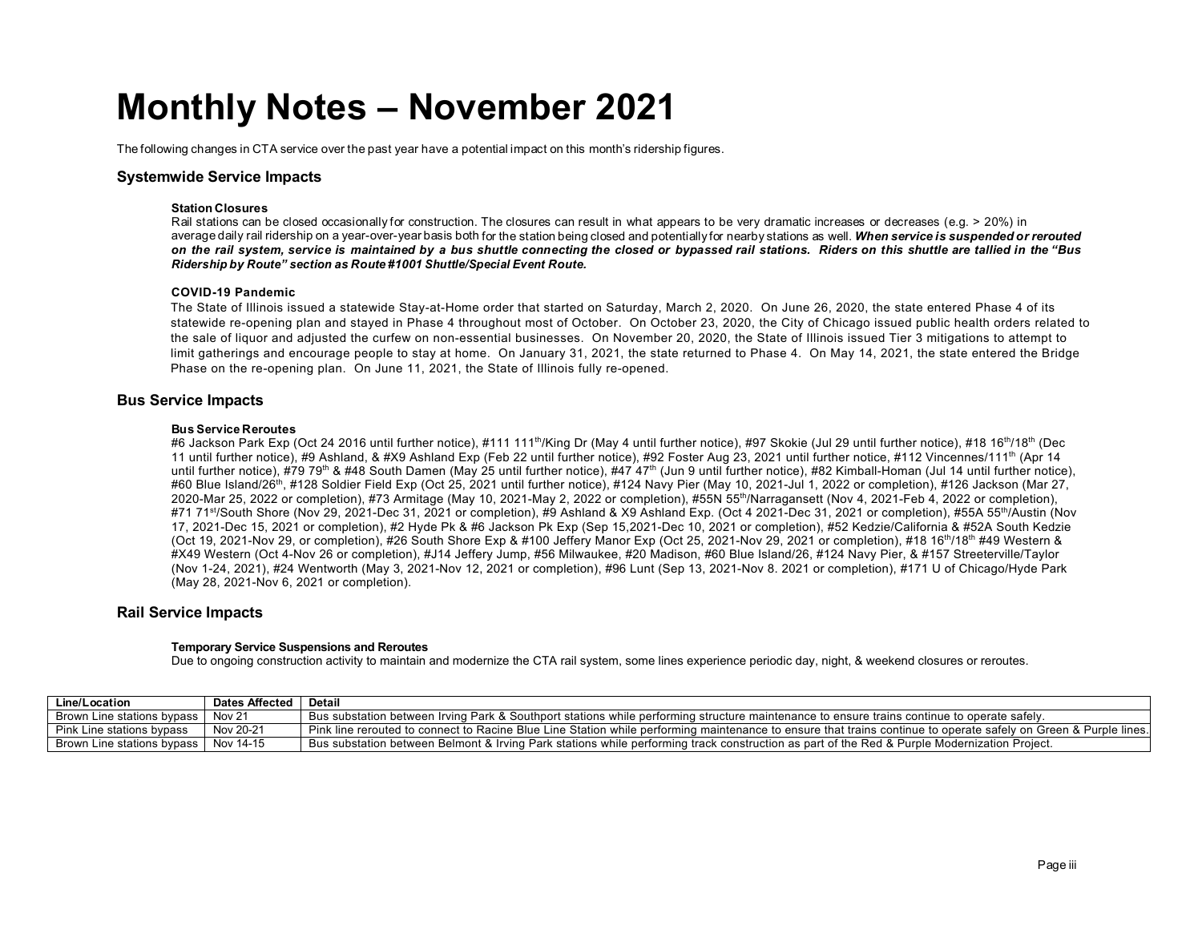# Monthly Notes – November 2021

The following changes in CTA service over the past year have a potential impact on this month's ridership figures.

## Systemwide Service Impacts

**Station Closures**

Rail stations can be closed occasionally for construction. The closures can result in what appears to be very dramatic increases or decreases (e.g. > 20%) in average daily rail ridership on a year-over-year basis both for the station being closed and potentially for nearby stations as well. ***When service is suspended or rerouted on the rail system, service is maintained by a bus shuttle connecting the closed or bypassed rail stations. Riders on this shuttle are tallied in the "Bus Ridership by Route" section as Route #1001 Shuttle/Special Event Route.***

**COVID-19 Pandemic**

The State of Illinois issued a statewide Stay-at-Home order that started on Saturday, March 2, 2020. On June 26, 2020, the state entered Phase 4 of its statewide re-opening plan and stayed in Phase 4 throughout most of October. On October 23, 2020, the City of Chicago issued public health orders related to the sale of liquor and adjusted the curfew on non-essential businesses. On November 20, 2020, the State of Illinois issued Tier 3 mitigations to attempt to limit gatherings and encourage people to stay at home. On January 31, 2021, the state returned to Phase 4. On May 14, 2021, the state entered the Bridge Phase on the re-opening plan. On June 11, 2021, the State of Illinois fully re-opened.

## Bus Service Impacts

**Bus Service Reroutes**

#6 Jackson Park Exp (Oct 24 2016 until further notice), #111 111th/King Dr (May 4 until further notice), #97 Skokie (Jul 29 until further notice), #18 16th/18th (Dec 11 until further notice), #9 Ashland, & #X9 Ashland Exp (Feb 22 until further notice), #92 Foster Aug 23, 2021 until further notice, #112 Vincennes/111th (Apr 14 until further notice), #79 79th & #48 South Damen (May 25 until further notice), #47 47th (Jun 9 until further notice), #82 Kimball-Homan (Jul 14 until further notice), #60 Blue Island/26th, #128 Soldier Field Exp (Oct 25, 2021 until further notice), #124 Navy Pier (May 10, 2021-Jul 1, 2022 or completion), #126 Jackson (Mar 27, 2020-Mar 25, 2022 or completion), #73 Armitage (May 10, 2021-May 2, 2022 or completion), #55N 55th/Narragansett (Nov 4, 2021-Feb 4, 2022 or completion), #71 71st/South Shore (Nov 29, 2021-Dec 31, 2021 or completion), #9 Ashland & X9 Ashland Exp. (Oct 4 2021-Dec 31, 2021 or completion), #55A 55th/Austin (Nov 17, 2021-Dec 15, 2021 or completion), #2 Hyde Pk & #6 Jackson Pk Exp (Sep 15,2021-Dec 10, 2021 or completion), #52 Kedzie/California & #52A South Kedzie (Oct 19, 2021-Nov 29, or completion), #26 South Shore Exp & #100 Jeffery Manor Exp (Oct 25, 2021-Nov 29, 2021 or completion), #18 16th/18th #49 Western & #X49 Western (Oct 4-Nov 26 or completion), #J14 Jeffery Jump, #56 Milwaukee, #20 Madison, #60 Blue Island/26, #124 Navy Pier, & #157 Streeterville/Taylor (Nov 1-24, 2021), #24 Wentworth (May 3, 2021-Nov 12, 2021 or completion), #96 Lunt (Sep 13, 2021-Nov 8. 2021 or completion), #171 U of Chicago/Hyde Park (May 28, 2021-Nov 6, 2021 or completion).

## Rail Service Impacts

**Temporary Service Suspensions and Reroutes**

Due to ongoing construction activity to maintain and modernize the CTA rail system, some lines experience periodic day, night, & weekend closures or reroutes.

| Line/Location | Dates Affected | Detail |
|---|---|---|
| Brown Line stations bypass | Nov 21 | Bus substation between Irving Park & Southport stations while performing structure maintenance to ensure trains continue to operate safely. |
| Pink Line stations bypass | Nov 20-21 | Pink line rerouted to connect to Racine Blue Line Station while performing maintenance to ensure that trains continue to operate safely on Green & Purple lines. |
| Brown Line stations bypass | Nov 14-15 | Bus substation between Belmont & Irving Park stations while performing track construction as part of the Red & Purple Modernization Project. |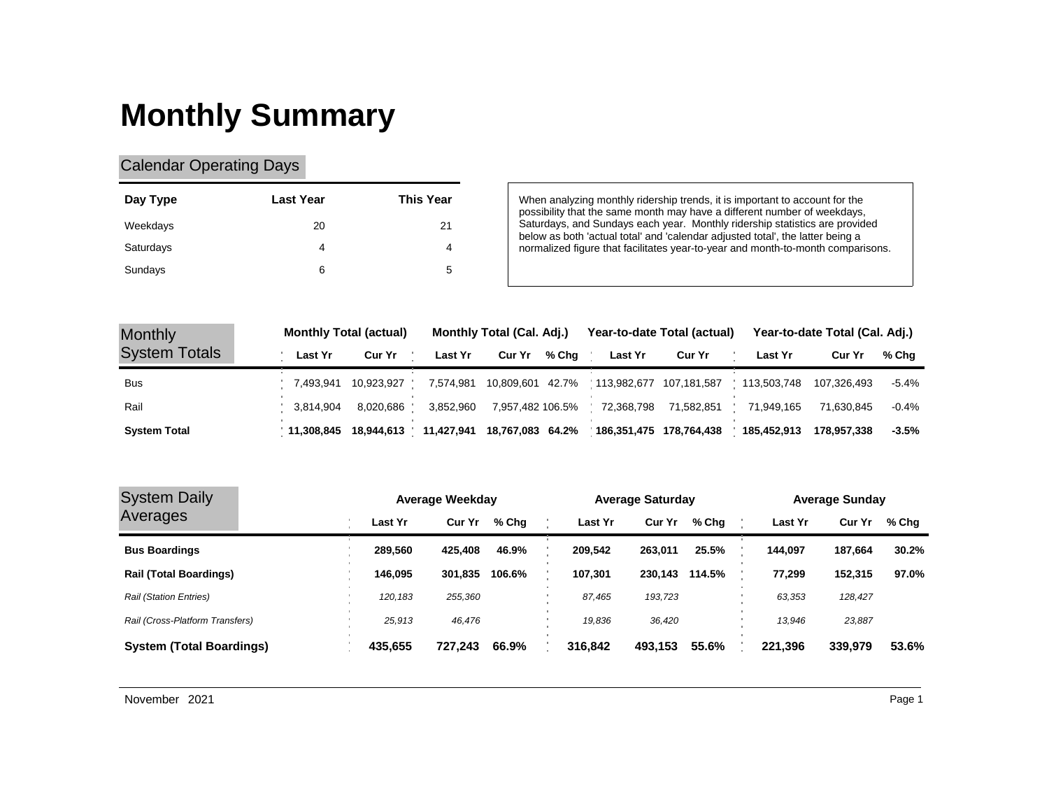# Monthly Summary

## Calendar Operating Days

| Day Type | Last Year | This Year |
|---|---|---|
| Weekdays | 20 | 21 |
| Saturdays | 4 | 4 |
| Sundays | 6 | 5 |

When analyzing monthly ridership trends, it is important to account for the possibility that the same month may have a different number of weekdays, Saturdays, and Sundays each year. Monthly ridership statistics are provided below as both 'actual total' and 'calendar adjusted total', the latter being a normalized figure that facilitates year-to-year and month-to-month comparisons.

## Monthly System Totals

| | Monthly Total (actual) | | Monthly Total (Cal. Adj.) | | | Year-to-date Total (actual) | | Year-to-date Total (Cal. Adj.) | | |
|---|---|---|---|---|---|---|---|---|---|---|
| | Last Yr | Cur Yr | Last Yr | Cur Yr | % Chg | Last Yr | Cur Yr | Last Yr | Cur Yr | % Chg |
| Bus | 7,493,941 | 10,923,927 | 7,574,981 | 10,809,601 | 42.7% | 113,982,677 | 107,181,587 | 113,503,748 | 107,326,493 | -5.4% |
| Rail | 3,814,904 | 8,020,686 | 3,852,960 | 7,957,482 | 106.5% | 72,368,798 | 71,582,851 | 71,949,165 | 71,630,845 | -0.4% |
| **System Total** | **11,308,845** | **18,944,613** | **11,427,941** | **18,767,083** | **64.2%** | **186,351,475** | **178,764,438** | **185,452,913** | **178,957,338** | **-3.5%** |

## System Daily Averages

| | Average Weekday | | | Average Saturday | | | Average Sunday | | |
|---|---|---|---|---|---|---|---|---|---|
| | Last Yr | Cur Yr | % Chg | Last Yr | Cur Yr | % Chg | Last Yr | Cur Yr | % Chg |
| **Bus Boardings** | **289,560** | **425,408** | **46.9%** | **209,542** | **263,011** | **25.5%** | **144,097** | **187,664** | **30.2%** |
| **Rail (Total Boardings)** | **146,095** | **301,835** | **106.6%** | **107,301** | **230,143** | **114.5%** | **77,299** | **152,315** | **97.0%** |
| *Rail (Station Entries)* | *120,183* | *255,360* | | *87,465* | *193,723* | | *63,353* | *128,427* | |
| *Rail (Cross-Platform Transfers)* | *25,913* | *46,476* | | *19,836* | *36,420* | | *13,946* | *23,887* | |
| **System (Total Boardings)** | **435,655** | **727,243** | **66.9%** | **316,842** | **493,153** | **55.6%** | **221,396** | **339,979** | **53.6%** |

November 2021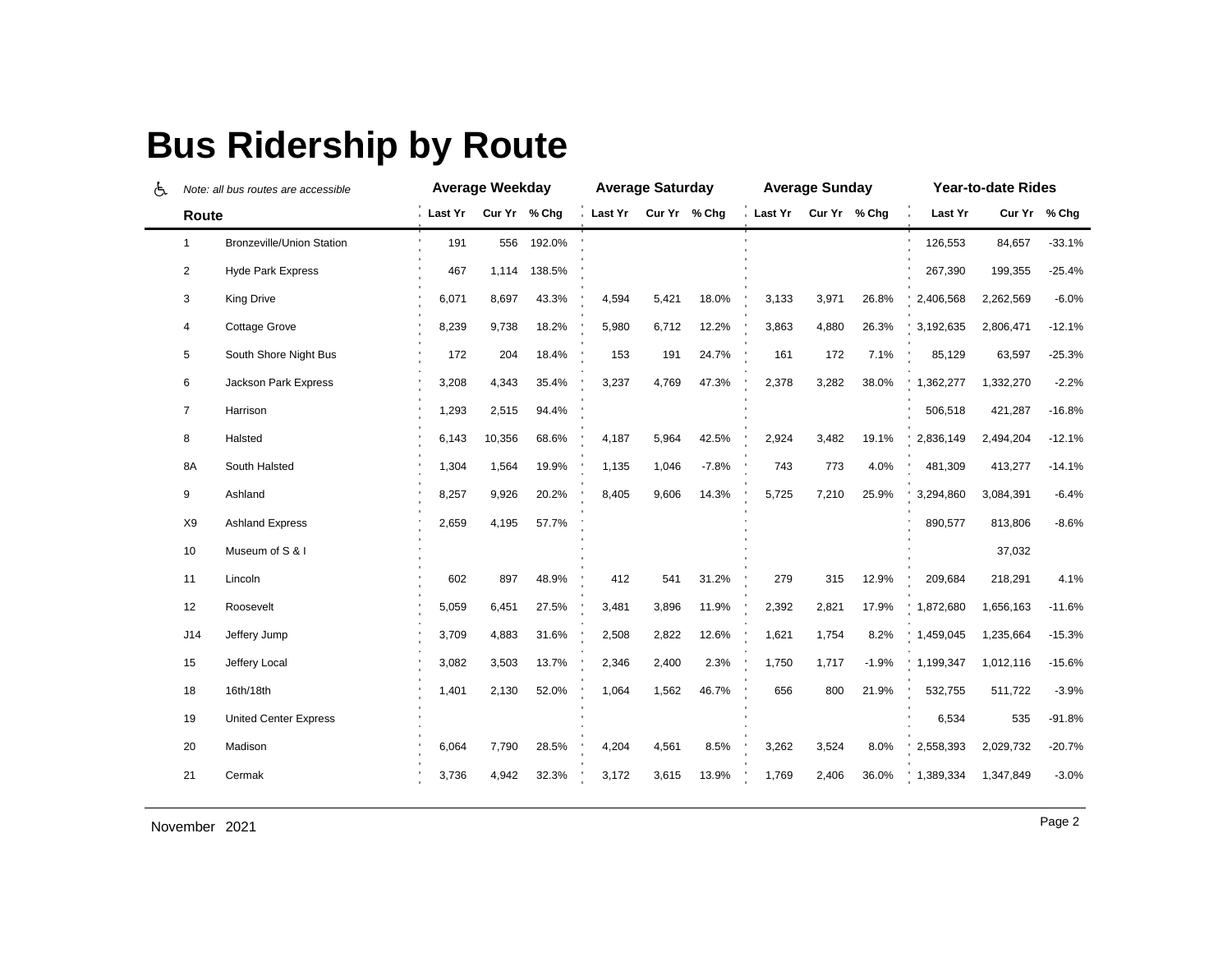# Bus Ridership by Route

*Note: all bus routes are accessible*

| Route | | Average Weekday | | | Average Saturday | | | Average Sunday | | | Year-to-date Rides | | |
|---|---|---|---|---|---|---|---|---|---|---|---|---|---|
| | | Last Yr | Cur Yr | % Chg | Last Yr | Cur Yr | % Chg | Last Yr | Cur Yr | % Chg | Last Yr | Cur Yr | % Chg |
| 1 | Bronzeville/Union Station | 191 | 556 | 192.0% | | | | | | | 126,553 | 84,657 | -33.1% |
| 2 | Hyde Park Express | 467 | 1,114 | 138.5% | | | | | | | 267,390 | 199,355 | -25.4% |
| 3 | King Drive | 6,071 | 8,697 | 43.3% | 4,594 | 5,421 | 18.0% | 3,133 | 3,971 | 26.8% | 2,406,568 | 2,262,569 | -6.0% |
| 4 | Cottage Grove | 8,239 | 9,738 | 18.2% | 5,980 | 6,712 | 12.2% | 3,863 | 4,880 | 26.3% | 3,192,635 | 2,806,471 | -12.1% |
| 5 | South Shore Night Bus | 172 | 204 | 18.4% | 153 | 191 | 24.7% | 161 | 172 | 7.1% | 85,129 | 63,597 | -25.3% |
| 6 | Jackson Park Express | 3,208 | 4,343 | 35.4% | 3,237 | 4,769 | 47.3% | 2,378 | 3,282 | 38.0% | 1,362,277 | 1,332,270 | -2.2% |
| 7 | Harrison | 1,293 | 2,515 | 94.4% | | | | | | | 506,518 | 421,287 | -16.8% |
| 8 | Halsted | 6,143 | 10,356 | 68.6% | 4,187 | 5,964 | 42.5% | 2,924 | 3,482 | 19.1% | 2,836,149 | 2,494,204 | -12.1% |
| 8A | South Halsted | 1,304 | 1,564 | 19.9% | 1,135 | 1,046 | -7.8% | 743 | 773 | 4.0% | 481,309 | 413,277 | -14.1% |
| 9 | Ashland | 8,257 | 9,926 | 20.2% | 8,405 | 9,606 | 14.3% | 5,725 | 7,210 | 25.9% | 3,294,860 | 3,084,391 | -6.4% |
| X9 | Ashland Express | 2,659 | 4,195 | 57.7% | | | | | | | 890,577 | 813,806 | -8.6% |
| 10 | Museum of S & I | | | | | | | | | | | 37,032 | |
| 11 | Lincoln | 602 | 897 | 48.9% | 412 | 541 | 31.2% | 279 | 315 | 12.9% | 209,684 | 218,291 | 4.1% |
| 12 | Roosevelt | 5,059 | 6,451 | 27.5% | 3,481 | 3,896 | 11.9% | 2,392 | 2,821 | 17.9% | 1,872,680 | 1,656,163 | -11.6% |
| J14 | Jeffery Jump | 3,709 | 4,883 | 31.6% | 2,508 | 2,822 | 12.6% | 1,621 | 1,754 | 8.2% | 1,459,045 | 1,235,664 | -15.3% |
| 15 | Jeffery Local | 3,082 | 3,503 | 13.7% | 2,346 | 2,400 | 2.3% | 1,750 | 1,717 | -1.9% | 1,199,347 | 1,012,116 | -15.6% |
| 18 | 16th/18th | 1,401 | 2,130 | 52.0% | 1,064 | 1,562 | 46.7% | 656 | 800 | 21.9% | 532,755 | 511,722 | -3.9% |
| 19 | United Center Express | | | | | | | | | | 6,534 | 535 | -91.8% |
| 20 | Madison | 6,064 | 7,790 | 28.5% | 4,204 | 4,561 | 8.5% | 3,262 | 3,524 | 8.0% | 2,558,393 | 2,029,732 | -20.7% |
| 21 | Cermak | 3,736 | 4,942 | 32.3% | 3,172 | 3,615 | 13.9% | 1,769 | 2,406 | 36.0% | 1,389,334 | 1,347,849 | -3.0% |

November 2021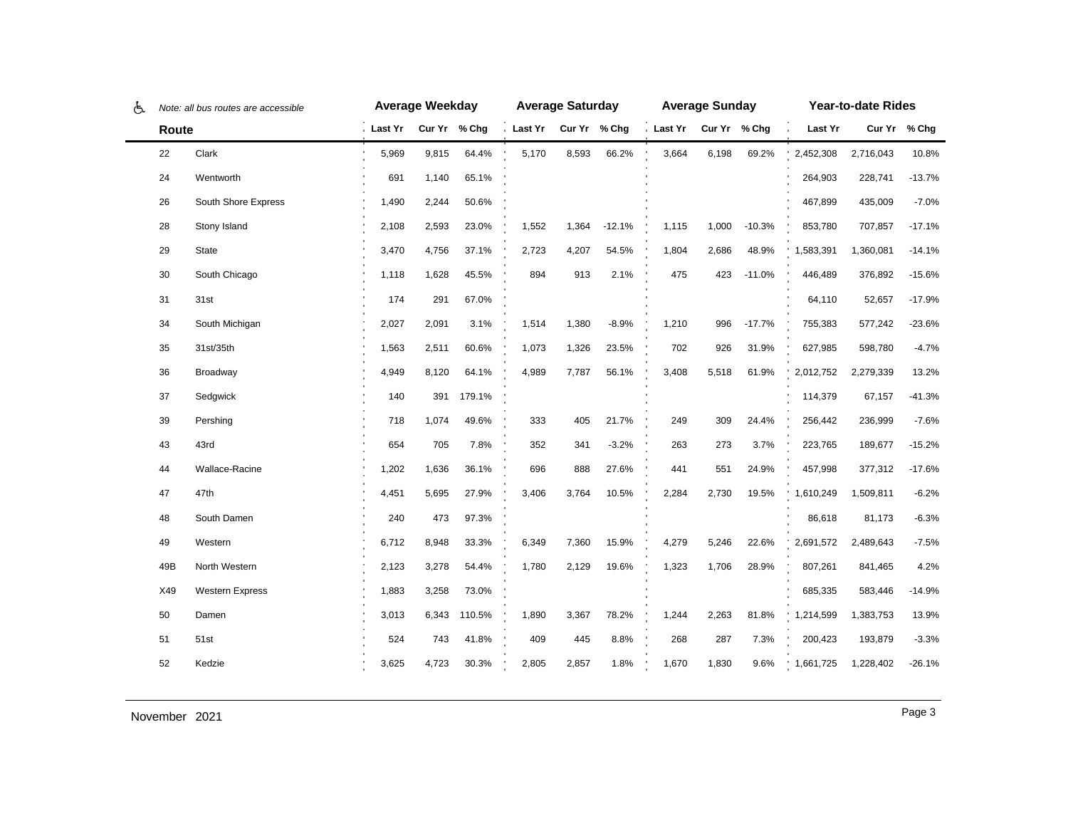♿ *Note: all bus routes are accessible*

| Route | | Average Weekday | | | Average Saturday | | | Average Sunday | | | Year-to-date Rides | | |
|---|---|---|---|---|---|---|---|---|---|---|---|---|---|
| | | Last Yr | Cur Yr | % Chg | Last Yr | Cur Yr | % Chg | Last Yr | Cur Yr | % Chg | Last Yr | Cur Yr | % Chg |
| 22 | Clark | 5,969 | 9,815 | 64.4% | 5,170 | 8,593 | 66.2% | 3,664 | 6,198 | 69.2% | 2,452,308 | 2,716,043 | 10.8% |
| 24 | Wentworth | 691 | 1,140 | 65.1% | | | | | | | 264,903 | 228,741 | -13.7% |
| 26 | South Shore Express | 1,490 | 2,244 | 50.6% | | | | | | | 467,899 | 435,009 | -7.0% |
| 28 | Stony Island | 2,108 | 2,593 | 23.0% | 1,552 | 1,364 | -12.1% | 1,115 | 1,000 | -10.3% | 853,780 | 707,857 | -17.1% |
| 29 | State | 3,470 | 4,756 | 37.1% | 2,723 | 4,207 | 54.5% | 1,804 | 2,686 | 48.9% | 1,583,391 | 1,360,081 | -14.1% |
| 30 | South Chicago | 1,118 | 1,628 | 45.5% | 894 | 913 | 2.1% | 475 | 423 | -11.0% | 446,489 | 376,892 | -15.6% |
| 31 | 31st | 174 | 291 | 67.0% | | | | | | | 64,110 | 52,657 | -17.9% |
| 34 | South Michigan | 2,027 | 2,091 | 3.1% | 1,514 | 1,380 | -8.9% | 1,210 | 996 | -17.7% | 755,383 | 577,242 | -23.6% |
| 35 | 31st/35th | 1,563 | 2,511 | 60.6% | 1,073 | 1,326 | 23.5% | 702 | 926 | 31.9% | 627,985 | 598,780 | -4.7% |
| 36 | Broadway | 4,949 | 8,120 | 64.1% | 4,989 | 7,787 | 56.1% | 3,408 | 5,518 | 61.9% | 2,012,752 | 2,279,339 | 13.2% |
| 37 | Sedgwick | 140 | 391 | 179.1% | | | | | | | 114,379 | 67,157 | -41.3% |
| 39 | Pershing | 718 | 1,074 | 49.6% | 333 | 405 | 21.7% | 249 | 309 | 24.4% | 256,442 | 236,999 | -7.6% |
| 43 | 43rd | 654 | 705 | 7.8% | 352 | 341 | -3.2% | 263 | 273 | 3.7% | 223,765 | 189,677 | -15.2% |
| 44 | Wallace-Racine | 1,202 | 1,636 | 36.1% | 696 | 888 | 27.6% | 441 | 551 | 24.9% | 457,998 | 377,312 | -17.6% |
| 47 | 47th | 4,451 | 5,695 | 27.9% | 3,406 | 3,764 | 10.5% | 2,284 | 2,730 | 19.5% | 1,610,249 | 1,509,811 | -6.2% |
| 48 | South Damen | 240 | 473 | 97.3% | | | | | | | 86,618 | 81,173 | -6.3% |
| 49 | Western | 6,712 | 8,948 | 33.3% | 6,349 | 7,360 | 15.9% | 4,279 | 5,246 | 22.6% | 2,691,572 | 2,489,643 | -7.5% |
| 49B | North Western | 2,123 | 3,278 | 54.4% | 1,780 | 2,129 | 19.6% | 1,323 | 1,706 | 28.9% | 807,261 | 841,465 | 4.2% |
| X49 | Western Express | 1,883 | 3,258 | 73.0% | | | | | | | 685,335 | 583,446 | -14.9% |
| 50 | Damen | 3,013 | 6,343 | 110.5% | 1,890 | 3,367 | 78.2% | 1,244 | 2,263 | 81.8% | 1,214,599 | 1,383,753 | 13.9% |
| 51 | 51st | 524 | 743 | 41.8% | 409 | 445 | 8.8% | 268 | 287 | 7.3% | 200,423 | 193,879 | -3.3% |
| 52 | Kedzie | 3,625 | 4,723 | 30.3% | 2,805 | 2,857 | 1.8% | 1,670 | 1,830 | 9.6% | 1,661,725 | 1,228,402 | -26.1% |

November 2021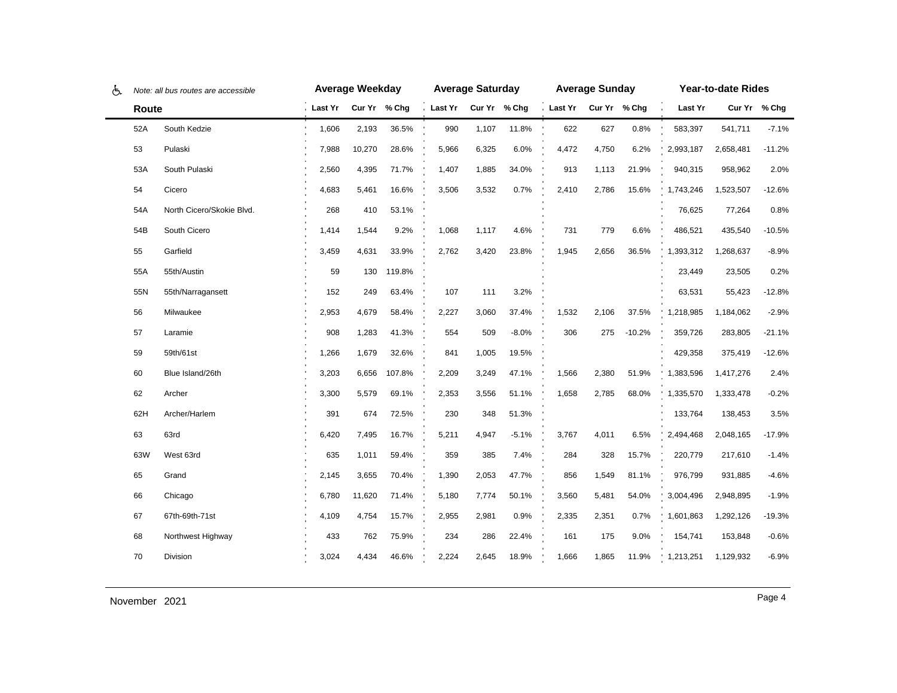Note: all bus routes are accessible

| Route | | Average Weekday | | | Average Saturday | | | Average Sunday | | | Year-to-date Rides | | |
|---|---|---|---|---|---|---|---|---|---|---|---|---|---|
| | | Last Yr | Cur Yr | % Chg | Last Yr | Cur Yr | % Chg | Last Yr | Cur Yr | % Chg | Last Yr | Cur Yr | % Chg |
| 52A | South Kedzie | 1,606 | 2,193 | 36.5% | 990 | 1,107 | 11.8% | 622 | 627 | 0.8% | 583,397 | 541,711 | -7.1% |
| 53 | Pulaski | 7,988 | 10,270 | 28.6% | 5,966 | 6,325 | 6.0% | 4,472 | 4,750 | 6.2% | 2,993,187 | 2,658,481 | -11.2% |
| 53A | South Pulaski | 2,560 | 4,395 | 71.7% | 1,407 | 1,885 | 34.0% | 913 | 1,113 | 21.9% | 940,315 | 958,962 | 2.0% |
| 54 | Cicero | 4,683 | 5,461 | 16.6% | 3,506 | 3,532 | 0.7% | 2,410 | 2,786 | 15.6% | 1,743,246 | 1,523,507 | -12.6% |
| 54A | North Cicero/Skokie Blvd. | 268 | 410 | 53.1% | | | | | | | 76,625 | 77,264 | 0.8% |
| 54B | South Cicero | 1,414 | 1,544 | 9.2% | 1,068 | 1,117 | 4.6% | 731 | 779 | 6.6% | 486,521 | 435,540 | -10.5% |
| 55 | Garfield | 3,459 | 4,631 | 33.9% | 2,762 | 3,420 | 23.8% | 1,945 | 2,656 | 36.5% | 1,393,312 | 1,268,637 | -8.9% |
| 55A | 55th/Austin | 59 | 130 | 119.8% | | | | | | | 23,449 | 23,505 | 0.2% |
| 55N | 55th/Narragansett | 152 | 249 | 63.4% | 107 | 111 | 3.2% | | | | 63,531 | 55,423 | -12.8% |
| 56 | Milwaukee | 2,953 | 4,679 | 58.4% | 2,227 | 3,060 | 37.4% | 1,532 | 2,106 | 37.5% | 1,218,985 | 1,184,062 | -2.9% |
| 57 | Laramie | 908 | 1,283 | 41.3% | 554 | 509 | -8.0% | 306 | 275 | -10.2% | 359,726 | 283,805 | -21.1% |
| 59 | 59th/61st | 1,266 | 1,679 | 32.6% | 841 | 1,005 | 19.5% | | | | 429,358 | 375,419 | -12.6% |
| 60 | Blue Island/26th | 3,203 | 6,656 | 107.8% | 2,209 | 3,249 | 47.1% | 1,566 | 2,380 | 51.9% | 1,383,596 | 1,417,276 | 2.4% |
| 62 | Archer | 3,300 | 5,579 | 69.1% | 2,353 | 3,556 | 51.1% | 1,658 | 2,785 | 68.0% | 1,335,570 | 1,333,478 | -0.2% |
| 62H | Archer/Harlem | 391 | 674 | 72.5% | 230 | 348 | 51.3% | | | | 133,764 | 138,453 | 3.5% |
| 63 | 63rd | 6,420 | 7,495 | 16.7% | 5,211 | 4,947 | -5.1% | 3,767 | 4,011 | 6.5% | 2,494,468 | 2,048,165 | -17.9% |
| 63W | West 63rd | 635 | 1,011 | 59.4% | 359 | 385 | 7.4% | 284 | 328 | 15.7% | 220,779 | 217,610 | -1.4% |
| 65 | Grand | 2,145 | 3,655 | 70.4% | 1,390 | 2,053 | 47.7% | 856 | 1,549 | 81.1% | 976,799 | 931,885 | -4.6% |
| 66 | Chicago | 6,780 | 11,620 | 71.4% | 5,180 | 7,774 | 50.1% | 3,560 | 5,481 | 54.0% | 3,004,496 | 2,948,895 | -1.9% |
| 67 | 67th-69th-71st | 4,109 | 4,754 | 15.7% | 2,955 | 2,981 | 0.9% | 2,335 | 2,351 | 0.7% | 1,601,863 | 1,292,126 | -19.3% |
| 68 | Northwest Highway | 433 | 762 | 75.9% | 234 | 286 | 22.4% | 161 | 175 | 9.0% | 154,741 | 153,848 | -0.6% |
| 70 | Division | 3,024 | 4,434 | 46.6% | 2,224 | 2,645 | 18.9% | 1,666 | 1,865 | 11.9% | 1,213,251 | 1,129,932 | -6.9% |

November 2021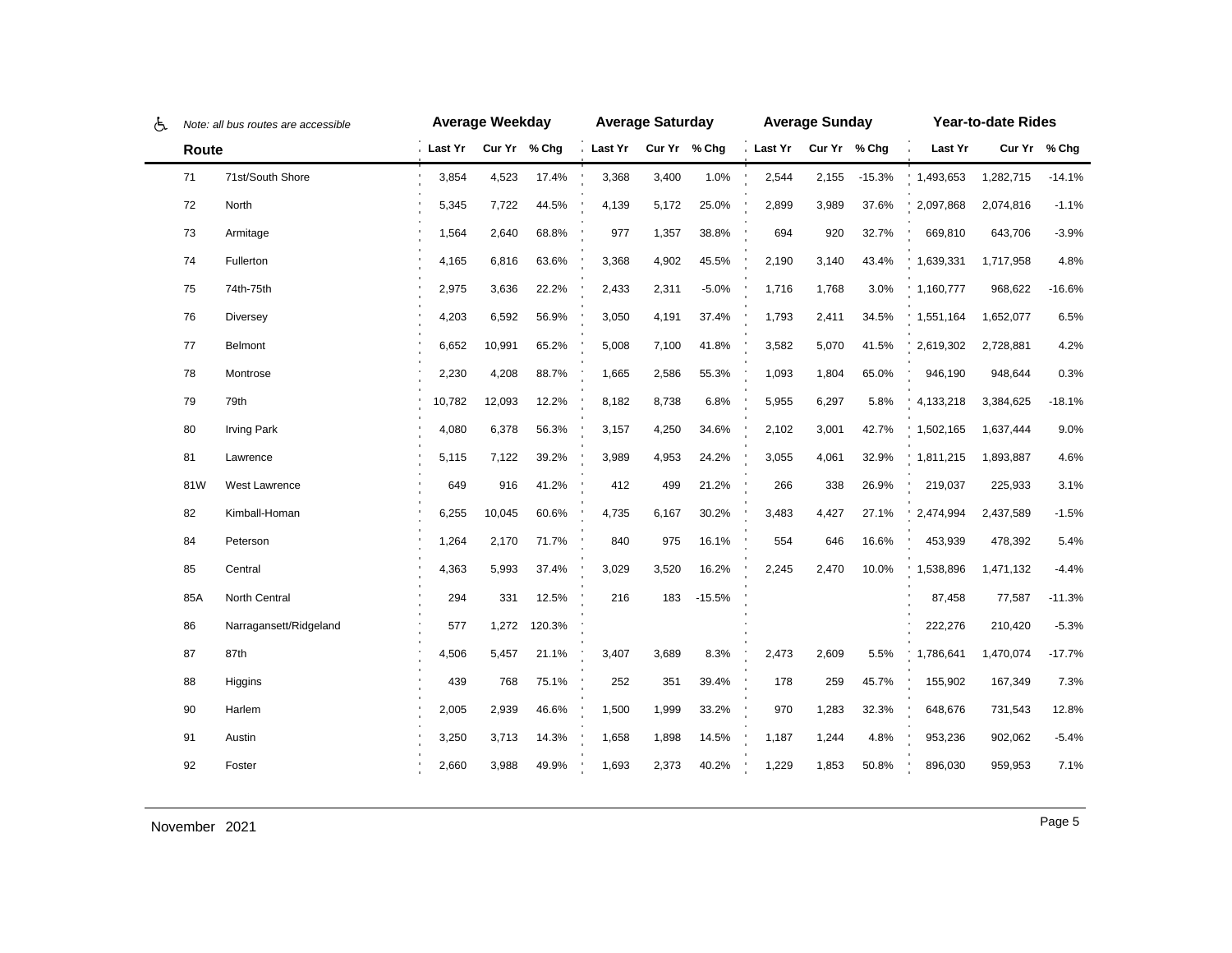| Route | | Average Weekday | | | Average Saturday | | | Average Sunday | | | Year-to-date Rides | | |
|---|---|---|---|---|---|---|---|---|---|---|---|---|---|
| *Note: all bus routes are accessible* | | Last Yr | Cur Yr | % Chg | Last Yr | Cur Yr | % Chg | Last Yr | Cur Yr | % Chg | Last Yr | Cur Yr | % Chg |
| 71 | 71st/South Shore | 3,854 | 4,523 | 17.4% | 3,368 | 3,400 | 1.0% | 2,544 | 2,155 | -15.3% | 1,493,653 | 1,282,715 | -14.1% |
| 72 | North | 5,345 | 7,722 | 44.5% | 4,139 | 5,172 | 25.0% | 2,899 | 3,989 | 37.6% | 2,097,868 | 2,074,816 | -1.1% |
| 73 | Armitage | 1,564 | 2,640 | 68.8% | 977 | 1,357 | 38.8% | 694 | 920 | 32.7% | 669,810 | 643,706 | -3.9% |
| 74 | Fullerton | 4,165 | 6,816 | 63.6% | 3,368 | 4,902 | 45.5% | 2,190 | 3,140 | 43.4% | 1,639,331 | 1,717,958 | 4.8% |
| 75 | 74th-75th | 2,975 | 3,636 | 22.2% | 2,433 | 2,311 | -5.0% | 1,716 | 1,768 | 3.0% | 1,160,777 | 968,622 | -16.6% |
| 76 | Diversey | 4,203 | 6,592 | 56.9% | 3,050 | 4,191 | 37.4% | 1,793 | 2,411 | 34.5% | 1,551,164 | 1,652,077 | 6.5% |
| 77 | Belmont | 6,652 | 10,991 | 65.2% | 5,008 | 7,100 | 41.8% | 3,582 | 5,070 | 41.5% | 2,619,302 | 2,728,881 | 4.2% |
| 78 | Montrose | 2,230 | 4,208 | 88.7% | 1,665 | 2,586 | 55.3% | 1,093 | 1,804 | 65.0% | 946,190 | 948,644 | 0.3% |
| 79 | 79th | 10,782 | 12,093 | 12.2% | 8,182 | 8,738 | 6.8% | 5,955 | 6,297 | 5.8% | 4,133,218 | 3,384,625 | -18.1% |
| 80 | Irving Park | 4,080 | 6,378 | 56.3% | 3,157 | 4,250 | 34.6% | 2,102 | 3,001 | 42.7% | 1,502,165 | 1,637,444 | 9.0% |
| 81 | Lawrence | 5,115 | 7,122 | 39.2% | 3,989 | 4,953 | 24.2% | 3,055 | 4,061 | 32.9% | 1,811,215 | 1,893,887 | 4.6% |
| 81W | West Lawrence | 649 | 916 | 41.2% | 412 | 499 | 21.2% | 266 | 338 | 26.9% | 219,037 | 225,933 | 3.1% |
| 82 | Kimball-Homan | 6,255 | 10,045 | 60.6% | 4,735 | 6,167 | 30.2% | 3,483 | 4,427 | 27.1% | 2,474,994 | 2,437,589 | -1.5% |
| 84 | Peterson | 1,264 | 2,170 | 71.7% | 840 | 975 | 16.1% | 554 | 646 | 16.6% | 453,939 | 478,392 | 5.4% |
| 85 | Central | 4,363 | 5,993 | 37.4% | 3,029 | 3,520 | 16.2% | 2,245 | 2,470 | 10.0% | 1,538,896 | 1,471,132 | -4.4% |
| 85A | North Central | 294 | 331 | 12.5% | 216 | 183 | -15.5% | | | | 87,458 | 77,587 | -11.3% |
| 86 | Narragansett/Ridgeland | 577 | 1,272 | 120.3% | | | | | | | 222,276 | 210,420 | -5.3% |
| 87 | 87th | 4,506 | 5,457 | 21.1% | 3,407 | 3,689 | 8.3% | 2,473 | 2,609 | 5.5% | 1,786,641 | 1,470,074 | -17.7% |
| 88 | Higgins | 439 | 768 | 75.1% | 252 | 351 | 39.4% | 178 | 259 | 45.7% | 155,902 | 167,349 | 7.3% |
| 90 | Harlem | 2,005 | 2,939 | 46.6% | 1,500 | 1,999 | 33.2% | 970 | 1,283 | 32.3% | 648,676 | 731,543 | 12.8% |
| 91 | Austin | 3,250 | 3,713 | 14.3% | 1,658 | 1,898 | 14.5% | 1,187 | 1,244 | 4.8% | 953,236 | 902,062 | -5.4% |
| 92 | Foster | 2,660 | 3,988 | 49.9% | 1,693 | 2,373 | 40.2% | 1,229 | 1,853 | 50.8% | 896,030 | 959,953 | 7.1% |

November 2021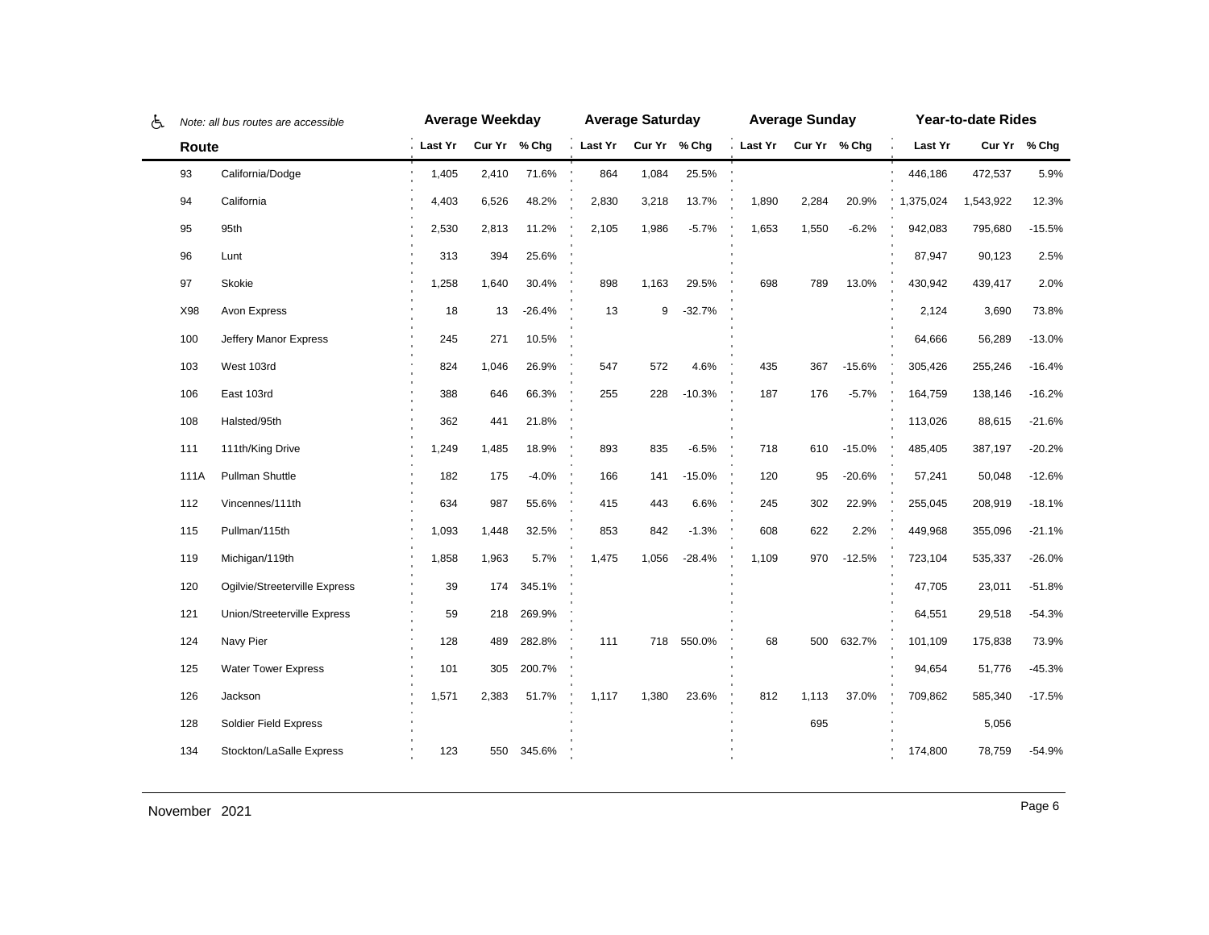| Note: all bus routes are accessible | | Average Weekday | | | Average Saturday | | | Average Sunday | | | Year-to-date Rides | | |
|---|---|---|---|---|---|---|---|---|---|---|---|---|---|
| Route | | Last Yr | Cur Yr | % Chg | Last Yr | Cur Yr | % Chg | Last Yr | Cur Yr | % Chg | Last Yr | Cur Yr | % Chg |
| 93 | California/Dodge | 1,405 | 2,410 | 71.6% | 864 | 1,084 | 25.5% | | | | 446,186 | 472,537 | 5.9% |
| 94 | California | 4,403 | 6,526 | 48.2% | 2,830 | 3,218 | 13.7% | 1,890 | 2,284 | 20.9% | 1,375,024 | 1,543,922 | 12.3% |
| 95 | 95th | 2,530 | 2,813 | 11.2% | 2,105 | 1,986 | -5.7% | 1,653 | 1,550 | -6.2% | 942,083 | 795,680 | -15.5% |
| 96 | Lunt | 313 | 394 | 25.6% | | | | | | | 87,947 | 90,123 | 2.5% |
| 97 | Skokie | 1,258 | 1,640 | 30.4% | 898 | 1,163 | 29.5% | 698 | 789 | 13.0% | 430,942 | 439,417 | 2.0% |
| X98 | Avon Express | 18 | 13 | -26.4% | 13 | 9 | -32.7% | | | | 2,124 | 3,690 | 73.8% |
| 100 | Jeffery Manor Express | 245 | 271 | 10.5% | | | | | | | 64,666 | 56,289 | -13.0% |
| 103 | West 103rd | 824 | 1,046 | 26.9% | 547 | 572 | 4.6% | 435 | 367 | -15.6% | 305,426 | 255,246 | -16.4% |
| 106 | East 103rd | 388 | 646 | 66.3% | 255 | 228 | -10.3% | 187 | 176 | -5.7% | 164,759 | 138,146 | -16.2% |
| 108 | Halsted/95th | 362 | 441 | 21.8% | | | | | | | 113,026 | 88,615 | -21.6% |
| 111 | 111th/King Drive | 1,249 | 1,485 | 18.9% | 893 | 835 | -6.5% | 718 | 610 | -15.0% | 485,405 | 387,197 | -20.2% |
| 111A | Pullman Shuttle | 182 | 175 | -4.0% | 166 | 141 | -15.0% | 120 | 95 | -20.6% | 57,241 | 50,048 | -12.6% |
| 112 | Vincennes/111th | 634 | 987 | 55.6% | 415 | 443 | 6.6% | 245 | 302 | 22.9% | 255,045 | 208,919 | -18.1% |
| 115 | Pullman/115th | 1,093 | 1,448 | 32.5% | 853 | 842 | -1.3% | 608 | 622 | 2.2% | 449,968 | 355,096 | -21.1% |
| 119 | Michigan/119th | 1,858 | 1,963 | 5.7% | 1,475 | 1,056 | -28.4% | 1,109 | 970 | -12.5% | 723,104 | 535,337 | -26.0% |
| 120 | Ogilvie/Streeterville Express | 39 | 174 | 345.1% | | | | | | | 47,705 | 23,011 | -51.8% |
| 121 | Union/Streeterville Express | 59 | 218 | 269.9% | | | | | | | 64,551 | 29,518 | -54.3% |
| 124 | Navy Pier | 128 | 489 | 282.8% | 111 | 718 | 550.0% | 68 | 500 | 632.7% | 101,109 | 175,838 | 73.9% |
| 125 | Water Tower Express | 101 | 305 | 200.7% | | | | | | | 94,654 | 51,776 | -45.3% |
| 126 | Jackson | 1,571 | 2,383 | 51.7% | 1,117 | 1,380 | 23.6% | 812 | 1,113 | 37.0% | 709,862 | 585,340 | -17.5% |
| 128 | Soldier Field Express | | | | | | | | 695 | | | 5,056 | |
| 134 | Stockton/LaSalle Express | 123 | 550 | 345.6% | | | | | | | 174,800 | 78,759 | -54.9% |

November 2021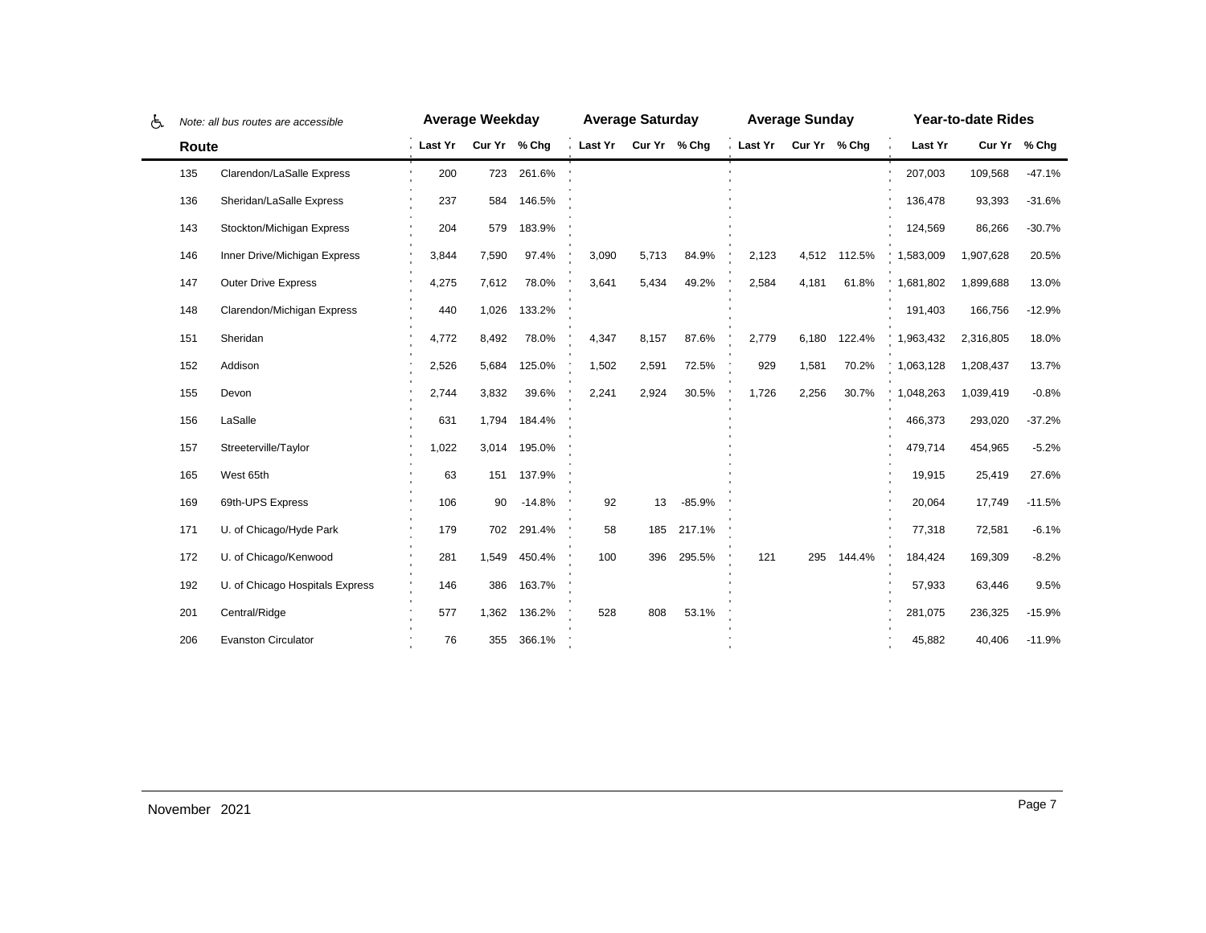| Route | | Average Weekday | | | Average Saturday | | | Average Sunday | | | Year-to-date Rides | | |
|---|---|---|---|---|---|---|---|---|---|---|---|---|---|
| | | Last Yr | Cur Yr | % Chg | Last Yr | Cur Yr | % Chg | Last Yr | Cur Yr | % Chg | Last Yr | Cur Yr | % Chg |
| 135 | Clarendon/LaSalle Express | 200 | 723 | 261.6% | | | | | | | 207,003 | 109,568 | -47.1% |
| 136 | Sheridan/LaSalle Express | 237 | 584 | 146.5% | | | | | | | 136,478 | 93,393 | -31.6% |
| 143 | Stockton/Michigan Express | 204 | 579 | 183.9% | | | | | | | 124,569 | 86,266 | -30.7% |
| 146 | Inner Drive/Michigan Express | 3,844 | 7,590 | 97.4% | 3,090 | 5,713 | 84.9% | 2,123 | 4,512 | 112.5% | 1,583,009 | 1,907,628 | 20.5% |
| 147 | Outer Drive Express | 4,275 | 7,612 | 78.0% | 3,641 | 5,434 | 49.2% | 2,584 | 4,181 | 61.8% | 1,681,802 | 1,899,688 | 13.0% |
| 148 | Clarendon/Michigan Express | 440 | 1,026 | 133.2% | | | | | | | 191,403 | 166,756 | -12.9% |
| 151 | Sheridan | 4,772 | 8,492 | 78.0% | 4,347 | 8,157 | 87.6% | 2,779 | 6,180 | 122.4% | 1,963,432 | 2,316,805 | 18.0% |
| 152 | Addison | 2,526 | 5,684 | 125.0% | 1,502 | 2,591 | 72.5% | 929 | 1,581 | 70.2% | 1,063,128 | 1,208,437 | 13.7% |
| 155 | Devon | 2,744 | 3,832 | 39.6% | 2,241 | 2,924 | 30.5% | 1,726 | 2,256 | 30.7% | 1,048,263 | 1,039,419 | -0.8% |
| 156 | LaSalle | 631 | 1,794 | 184.4% | | | | | | | 466,373 | 293,020 | -37.2% |
| 157 | Streeterville/Taylor | 1,022 | 3,014 | 195.0% | | | | | | | 479,714 | 454,965 | -5.2% |
| 165 | West 65th | 63 | 151 | 137.9% | | | | | | | 19,915 | 25,419 | 27.6% |
| 169 | 69th-UPS Express | 106 | 90 | -14.8% | 92 | 13 | -85.9% | | | | 20,064 | 17,749 | -11.5% |
| 171 | U. of Chicago/Hyde Park | 179 | 702 | 291.4% | 58 | 185 | 217.1% | | | | 77,318 | 72,581 | -6.1% |
| 172 | U. of Chicago/Kenwood | 281 | 1,549 | 450.4% | 100 | 396 | 295.5% | 121 | 295 | 144.4% | 184,424 | 169,309 | -8.2% |
| 192 | U. of Chicago Hospitals Express | 146 | 386 | 163.7% | | | | | | | 57,933 | 63,446 | 9.5% |
| 201 | Central/Ridge | 577 | 1,362 | 136.2% | 528 | 808 | 53.1% | | | | 281,075 | 236,325 | -15.9% |
| 206 | Evanston Circulator | 76 | 355 | 366.1% | | | | | | | 45,882 | 40,406 | -11.9% |

*Note: all bus routes are accessible*

November 2021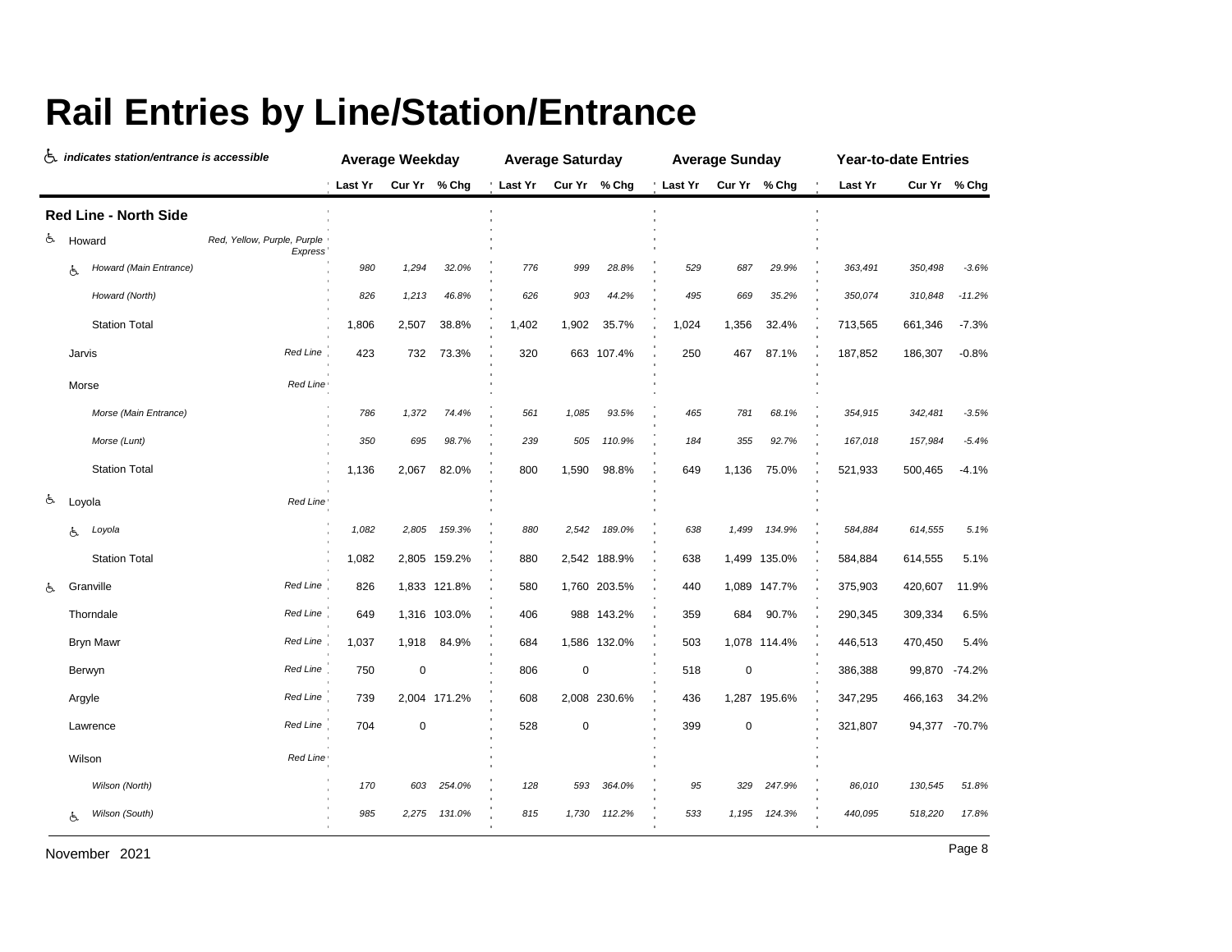# Rail Entries by Line/Station/Entrance

♿ *indicates station/entrance is accessible*

| | | Average Weekday | | | Average Saturday | | | Average Sunday | | | Year-to-date Entries | | |
|---|---|---|---|---|---|---|---|---|---|---|---|---|---|
| | | Last Yr | Cur Yr | % Chg | Last Yr | Cur Yr | % Chg | Last Yr | Cur Yr | % Chg | Last Yr | Cur Yr | % Chg |
| **Red Line - North Side** | | | | | | | | | | | | | |
| ♿ Howard | *Red, Yellow, Purple, Purple Express* | | | | | | | | | | | | |
| ♿ *Howard (Main Entrance)* | | *980* | *1,294* | *32.0%* | *776* | *999* | *28.8%* | *529* | *687* | *29.9%* | *363,491* | *350,498* | *-3.6%* |
| *Howard (North)* | | *826* | *1,213* | *46.8%* | *626* | *903* | *44.2%* | *495* | *669* | *35.2%* | *350,074* | *310,848* | *-11.2%* |
| Station Total | | 1,806 | 2,507 | 38.8% | 1,402 | 1,902 | 35.7% | 1,024 | 1,356 | 32.4% | 713,565 | 661,346 | -7.3% |
| Jarvis | *Red Line* | 423 | 732 | 73.3% | 320 | 663 | 107.4% | 250 | 467 | 87.1% | 187,852 | 186,307 | -0.8% |
| Morse | *Red Line* | | | | | | | | | | | | |
| *Morse (Main Entrance)* | | *786* | *1,372* | *74.4%* | *561* | *1,085* | *93.5%* | *465* | *781* | *68.1%* | *354,915* | *342,481* | *-3.5%* |
| *Morse (Lunt)* | | *350* | *695* | *98.7%* | *239* | *505* | *110.9%* | *184* | *355* | *92.7%* | *167,018* | *157,984* | *-5.4%* |
| Station Total | | 1,136 | 2,067 | 82.0% | 800 | 1,590 | 98.8% | 649 | 1,136 | 75.0% | 521,933 | 500,465 | -4.1% |
| ♿ Loyola | *Red Line* | | | | | | | | | | | | |
| ♿ *Loyola* | | *1,082* | *2,805* | *159.3%* | *880* | *2,542* | *189.0%* | *638* | *1,499* | *134.9%* | *584,884* | *614,555* | *5.1%* |
| Station Total | | 1,082 | 2,805 | 159.2% | 880 | 2,542 | 188.9% | 638 | 1,499 | 135.0% | 584,884 | 614,555 | 5.1% |
| ♿ Granville | *Red Line* | 826 | 1,833 | 121.8% | 580 | 1,760 | 203.5% | 440 | 1,089 | 147.7% | 375,903 | 420,607 | 11.9% |
| Thorndale | *Red Line* | 649 | 1,316 | 103.0% | 406 | 988 | 143.2% | 359 | 684 | 90.7% | 290,345 | 309,334 | 6.5% |
| Bryn Mawr | *Red Line* | 1,037 | 1,918 | 84.9% | 684 | 1,586 | 132.0% | 503 | 1,078 | 114.4% | 446,513 | 470,450 | 5.4% |
| Berwyn | *Red Line* | 750 | 0 | | 806 | 0 | | 518 | 0 | | 386,388 | 99,870 | -74.2% |
| Argyle | *Red Line* | 739 | 2,004 | 171.2% | 608 | 2,008 | 230.6% | 436 | 1,287 | 195.6% | 347,295 | 466,163 | 34.2% |
| Lawrence | *Red Line* | 704 | 0 | | 528 | 0 | | 399 | 0 | | 321,807 | 94,377 | -70.7% |
| Wilson | *Red Line* | | | | | | | | | | | | |
| *Wilson (North)* | | *170* | *603* | *254.0%* | *128* | *593* | *364.0%* | *95* | *329* | *247.9%* | *86,010* | *130,545* | *51.8%* |
| ♿ *Wilson (South)* | | *985* | *2,275* | *131.0%* | *815* | *1,730* | *112.2%* | *533* | *1,195* | *124.3%* | *440,095* | *518,220* | *17.8%* |

November 2021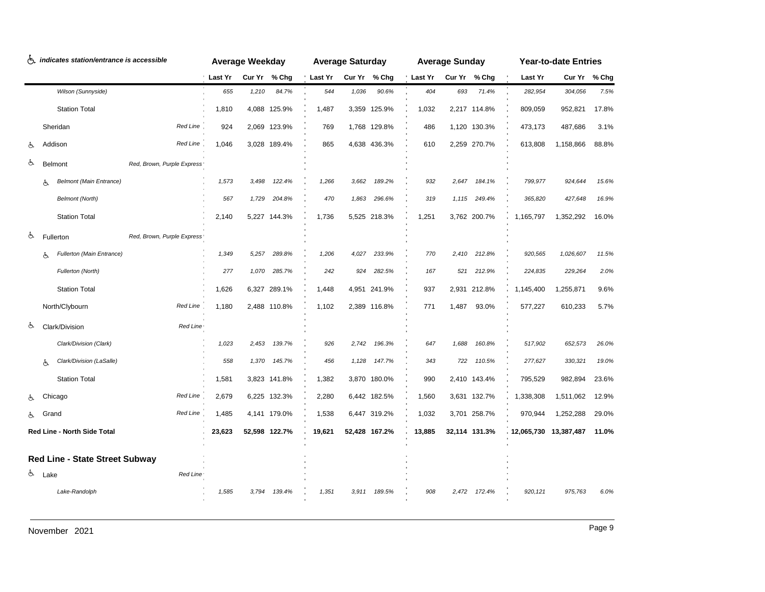| ♿ *indicates station/entrance is accessible* | | Average Weekday | | | Average Saturday | | | Average Sunday | | | Year-to-date Entries | | |
|---|---|---|---|---|---|---|---|---|---|---|---|---|---|
| | | Last Yr | Cur Yr | % Chg | Last Yr | Cur Yr | % Chg | Last Yr | Cur Yr | % Chg | Last Yr | Cur Yr | % Chg |
| *Wilson (Sunnyside)* | | *655* | *1,210* | *84.7%* | *544* | *1,036* | *90.6%* | *404* | *693* | *71.4%* | *282,954* | *304,056* | *7.5%* |
| Station Total | | 1,810 | 4,088 | 125.9% | 1,487 | 3,359 | 125.9% | 1,032 | 2,217 | 114.8% | 809,059 | 952,821 | 17.8% |
| Sheridan | *Red Line* | 924 | 2,069 | 123.9% | 769 | 1,768 | 129.8% | 486 | 1,120 | 130.3% | 473,173 | 487,686 | 3.1% |
| ♿ Addison | *Red Line* | 1,046 | 3,028 | 189.4% | 865 | 4,638 | 436.3% | 610 | 2,259 | 270.7% | 613,808 | 1,158,866 | 88.8% |
| ♿ Belmont | *Red, Brown, Purple Express* | | | | | | | | | | | | |
| ♿ *Belmont (Main Entrance)* | | *1,573* | *3,498* | *122.4%* | *1,266* | *3,662* | *189.2%* | *932* | *2,647* | *184.1%* | *799,977* | *924,644* | *15.6%* |
| *Belmont (North)* | | *567* | *1,729* | *204.8%* | *470* | *1,863* | *296.6%* | *319* | *1,115* | *249.4%* | *365,820* | *427,648* | *16.9%* |
| Station Total | | 2,140 | 5,227 | 144.3% | 1,736 | 5,525 | 218.3% | 1,251 | 3,762 | 200.7% | 1,165,797 | 1,352,292 | 16.0% |
| ♿ Fullerton | *Red, Brown, Purple Express* | | | | | | | | | | | | |
| ♿ *Fullerton (Main Entrance)* | | *1,349* | *5,257* | *289.8%* | *1,206* | *4,027* | *233.9%* | *770* | *2,410* | *212.8%* | *920,565* | *1,026,607* | *11.5%* |
| *Fullerton (North)* | | *277* | *1,070* | *285.7%* | *242* | *924* | *282.5%* | *167* | *521* | *212.9%* | *224,835* | *229,264* | *2.0%* |
| Station Total | | 1,626 | 6,327 | 289.1% | 1,448 | 4,951 | 241.9% | 937 | 2,931 | 212.8% | 1,145,400 | 1,255,871 | 9.6% |
| North/Clybourn | *Red Line* | 1,180 | 2,488 | 110.8% | 1,102 | 2,389 | 116.8% | 771 | 1,487 | 93.0% | 577,227 | 610,233 | 5.7% |
| ♿ Clark/Division | *Red Line* | | | | | | | | | | | | |
| *Clark/Division (Clark)* | | *1,023* | *2,453* | *139.7%* | *926* | *2,742* | *196.3%* | *647* | *1,688* | *160.8%* | *517,902* | *652,573* | *26.0%* |
| ♿ *Clark/Division (LaSalle)* | | *558* | *1,370* | *145.7%* | *456* | *1,128* | *147.7%* | *343* | *722* | *110.5%* | *277,627* | *330,321* | *19.0%* |
| Station Total | | 1,581 | 3,823 | 141.8% | 1,382 | 3,870 | 180.0% | 990 | 2,410 | 143.4% | 795,529 | 982,894 | 23.6% |
| ♿ Chicago | *Red Line* | 2,679 | 6,225 | 132.3% | 2,280 | 6,442 | 182.5% | 1,560 | 3,631 | 132.7% | 1,338,308 | 1,511,062 | 12.9% |
| ♿ Grand | *Red Line* | 1,485 | 4,141 | 179.0% | 1,538 | 6,447 | 319.2% | 1,032 | 3,701 | 258.7% | 970,944 | 1,252,288 | 29.0% |
| **Red Line - North Side Total** | | **23,623** | **52,598** | **122.7%** | **19,621** | **52,428** | **167.2%** | **13,885** | **32,114** | **131.3%** | **12,065,730** | **13,387,487** | **11.0%** |
| **Red Line - State Street Subway** | | | | | | | | | | | | | |
| ♿ Lake | *Red Line* | | | | | | | | | | | | |
| *Lake-Randolph* | | *1,585* | *3,794* | *139.4%* | *1,351* | *3,911* | *189.5%* | *908* | *2,472* | *172.4%* | *920,121* | *975,763* | *6.0%* |

November 2021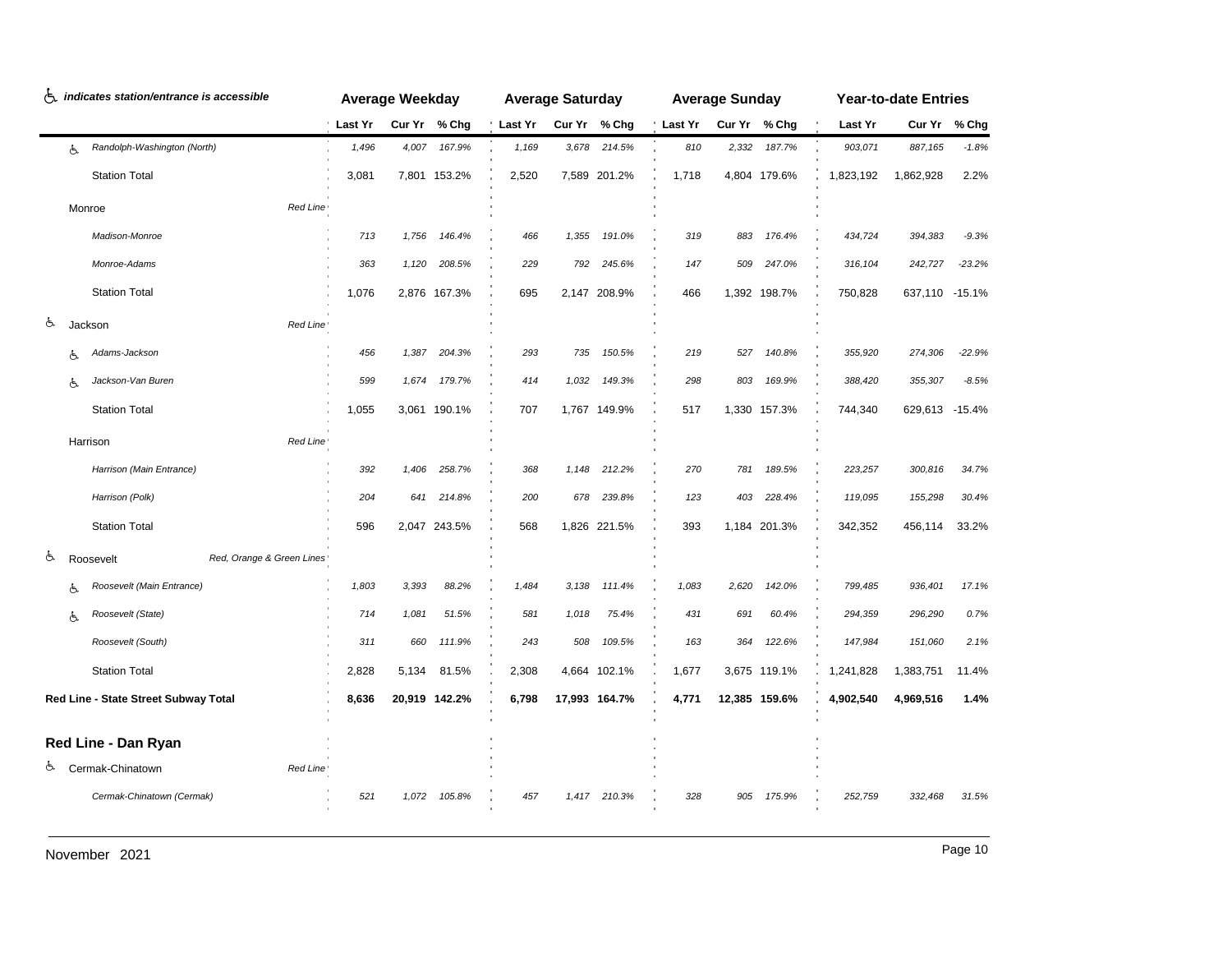| ♿ *indicates station/entrance is accessible* | | Average Weekday | | | Average Saturday | | | Average Sunday | | | Year-to-date Entries | | |
|---|---|---|---|---|---|---|---|---|---|---|---|---|---|
| | | Last Yr | Cur Yr | % Chg | Last Yr | Cur Yr | % Chg | Last Yr | Cur Yr | % Chg | Last Yr | Cur Yr | % Chg |
| ♿ *Randolph-Washington (North)* | | *1,496* | *4,007* | *167.9%* | *1,169* | *3,678* | *214.5%* | *810* | *2,332* | *187.7%* | *903,071* | *887,165* | *-1.8%* |
| Station Total | | 3,081 | 7,801 | 153.2% | 2,520 | 7,589 | 201.2% | 1,718 | 4,804 | 179.6% | 1,823,192 | 1,862,928 | 2.2% |
| Monroe | *Red Line* | | | | | | | | | | | | |
| *Madison-Monroe* | | *713* | *1,756* | *146.4%* | *466* | *1,355* | *191.0%* | *319* | *883* | *176.4%* | *434,724* | *394,383* | *-9.3%* |
| *Monroe-Adams* | | *363* | *1,120* | *208.5%* | *229* | *792* | *245.6%* | *147* | *509* | *247.0%* | *316,104* | *242,727* | *-23.2%* |
| Station Total | | 1,076 | 2,876 | 167.3% | 695 | 2,147 | 208.9% | 466 | 1,392 | 198.7% | 750,828 | 637,110 | -15.1% |
| ♿ Jackson | *Red Line* | | | | | | | | | | | | |
| ♿ *Adams-Jackson* | | *456* | *1,387* | *204.3%* | *293* | *735* | *150.5%* | *219* | *527* | *140.8%* | *355,920* | *274,306* | *-22.9%* |
| ♿ *Jackson-Van Buren* | | *599* | *1,674* | *179.7%* | *414* | *1,032* | *149.3%* | *298* | *803* | *169.9%* | *388,420* | *355,307* | *-8.5%* |
| Station Total | | 1,055 | 3,061 | 190.1% | 707 | 1,767 | 149.9% | 517 | 1,330 | 157.3% | 744,340 | 629,613 | -15.4% |
| Harrison | *Red Line* | | | | | | | | | | | | |
| *Harrison (Main Entrance)* | | *392* | *1,406* | *258.7%* | *368* | *1,148* | *212.2%* | *270* | *781* | *189.5%* | *223,257* | *300,816* | *34.7%* |
| *Harrison (Polk)* | | *204* | *641* | *214.8%* | *200* | *678* | *239.8%* | *123* | *403* | *228.4%* | *119,095* | *155,298* | *30.4%* |
| Station Total | | 596 | 2,047 | 243.5% | 568 | 1,826 | 221.5% | 393 | 1,184 | 201.3% | 342,352 | 456,114 | 33.2% |
| ♿ Roosevelt | *Red, Orange & Green Lines* | | | | | | | | | | | | |
| ♿ *Roosevelt (Main Entrance)* | | *1,803* | *3,393* | *88.2%* | *1,484* | *3,138* | *111.4%* | *1,083* | *2,620* | *142.0%* | *799,485* | *936,401* | *17.1%* |
| ♿ *Roosevelt (State)* | | *714* | *1,081* | *51.5%* | *581* | *1,018* | *75.4%* | *431* | *691* | *60.4%* | *294,359* | *296,290* | *0.7%* |
| *Roosevelt (South)* | | *311* | *660* | *111.9%* | *243* | *508* | *109.5%* | *163* | *364* | *122.6%* | *147,984* | *151,060* | *2.1%* |
| Station Total | | 2,828 | 5,134 | 81.5% | 2,308 | 4,664 | 102.1% | 1,677 | 3,675 | 119.1% | 1,241,828 | 1,383,751 | 11.4% |
| **Red Line - State Street Subway Total** | | **8,636** | **20,919** | **142.2%** | **6,798** | **17,993** | **164.7%** | **4,771** | **12,385** | **159.6%** | **4,902,540** | **4,969,516** | **1.4%** |
| **Red Line - Dan Ryan** | | | | | | | | | | | | | |
| ♿ Cermak-Chinatown | *Red Line* | | | | | | | | | | | | |
| *Cermak-Chinatown (Cermak)* | | *521* | *1,072* | *105.8%* | *457* | *1,417* | *210.3%* | *328* | *905* | *175.9%* | *252,759* | *332,468* | *31.5%* |

November 2021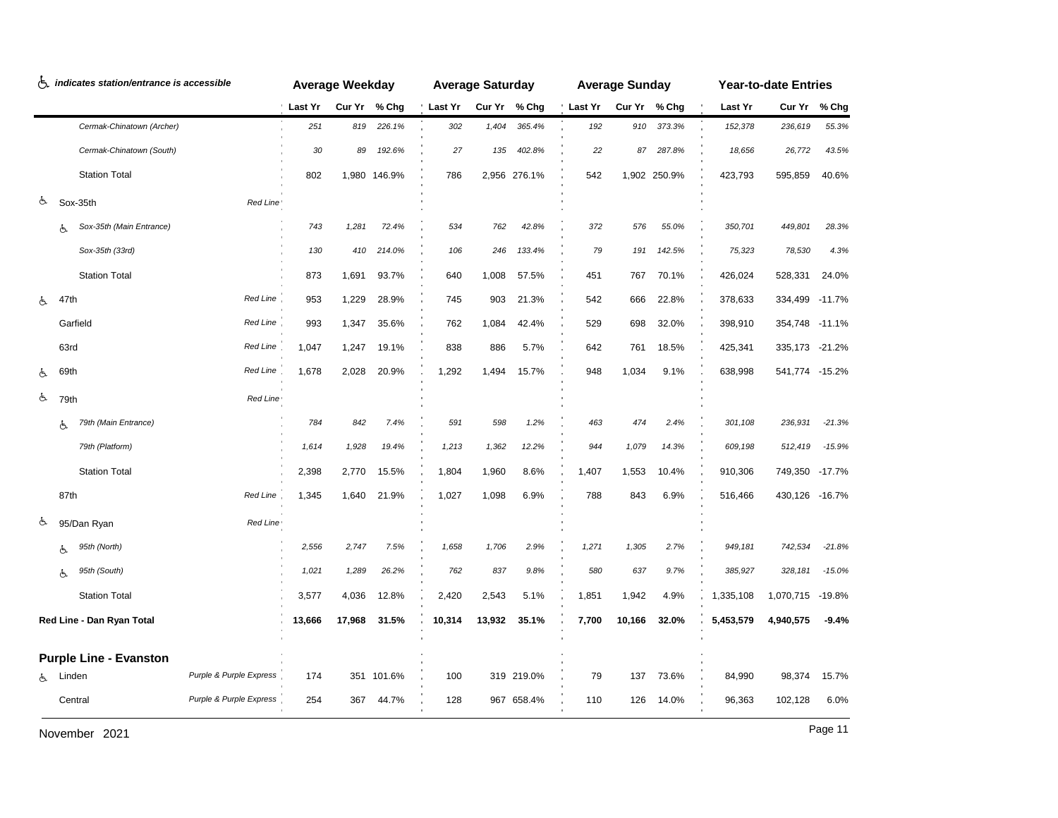♿ *indicates station/entrance is accessible*

| | | | Average Weekday | | | Average Saturday | | | Average Sunday | | | Year-to-date Entries | | |
|---|---|---|---|---|---|---|---|---|---|---|---|---|---|---|
| | | | Last Yr | Cur Yr | % Chg | Last Yr | Cur Yr | % Chg | Last Yr | Cur Yr | % Chg | Last Yr | Cur Yr | % Chg |
| | *Cermak-Chinatown (Archer)* | | *251* | *819* | *226.1%* | *302* | *1,404* | *365.4%* | *192* | *910* | *373.3%* | *152,378* | *236,619* | *55.3%* |
| | *Cermak-Chinatown (South)* | | *30* | *89* | *192.6%* | *27* | *135* | *402.8%* | *22* | *87* | *287.8%* | *18,656* | *26,772* | *43.5%* |
| | Station Total | | 802 | 1,980 | 146.9% | 786 | 2,956 | 276.1% | 542 | 1,902 | 250.9% | 423,793 | 595,859 | 40.6% |
| ♿ | Sox-35th | *Red Line* | | | | | | | | | | | | |
| | ♿ *Sox-35th (Main Entrance)* | | *743* | *1,281* | *72.4%* | *534* | *762* | *42.8%* | *372* | *576* | *55.0%* | *350,701* | *449,801* | *28.3%* |
| | *Sox-35th (33rd)* | | *130* | *410* | *214.0%* | *106* | *246* | *133.4%* | *79* | *191* | *142.5%* | *75,323* | *78,530* | *4.3%* |
| | Station Total | | 873 | 1,691 | 93.7% | 640 | 1,008 | 57.5% | 451 | 767 | 70.1% | 426,024 | 528,331 | 24.0% |
| ♿ | 47th | *Red Line* | 953 | 1,229 | 28.9% | 745 | 903 | 21.3% | 542 | 666 | 22.8% | 378,633 | 334,499 | -11.7% |
| | Garfield | *Red Line* | 993 | 1,347 | 35.6% | 762 | 1,084 | 42.4% | 529 | 698 | 32.0% | 398,910 | 354,748 | -11.1% |
| | 63rd | *Red Line* | 1,047 | 1,247 | 19.1% | 838 | 886 | 5.7% | 642 | 761 | 18.5% | 425,341 | 335,173 | -21.2% |
| ♿ | 69th | *Red Line* | 1,678 | 2,028 | 20.9% | 1,292 | 1,494 | 15.7% | 948 | 1,034 | 9.1% | 638,998 | 541,774 | -15.2% |
| ♿ | 79th | *Red Line* | | | | | | | | | | | | |
| | ♿ *79th (Main Entrance)* | | *784* | *842* | *7.4%* | *591* | *598* | *1.2%* | *463* | *474* | *2.4%* | *301,108* | *236,931* | *-21.3%* |
| | *79th (Platform)* | | *1,614* | *1,928* | *19.4%* | *1,213* | *1,362* | *12.2%* | *944* | *1,079* | *14.3%* | *609,198* | *512,419* | *-15.9%* |
| | Station Total | | 2,398 | 2,770 | 15.5% | 1,804 | 1,960 | 8.6% | 1,407 | 1,553 | 10.4% | 910,306 | 749,350 | -17.7% |
| | 87th | *Red Line* | 1,345 | 1,640 | 21.9% | 1,027 | 1,098 | 6.9% | 788 | 843 | 6.9% | 516,466 | 430,126 | -16.7% |
| ♿ | 95/Dan Ryan | *Red Line* | | | | | | | | | | | | |
| | ♿ *95th (North)* | | *2,556* | *2,747* | *7.5%* | *1,658* | *1,706* | *2.9%* | *1,271* | *1,305* | *2.7%* | *949,181* | *742,534* | *-21.8%* |
| | ♿ *95th (South)* | | *1,021* | *1,289* | *26.2%* | *762* | *837* | *9.8%* | *580* | *637* | *9.7%* | *385,927* | *328,181* | *-15.0%* |
| | Station Total | | 3,577 | 4,036 | 12.8% | 2,420 | 2,543 | 5.1% | 1,851 | 1,942 | 4.9% | 1,335,108 | 1,070,715 | -19.8% |
| **Red Line - Dan Ryan Total** | | | **13,666** | **17,968** | **31.5%** | **10,314** | **13,932** | **35.1%** | **7,700** | **10,166** | **32.0%** | **5,453,579** | **4,940,575** | **-9.4%** |
| **Purple Line - Evanston** | | | | | | | | | | | | | | |
| ♿ | Linden | *Purple & Purple Express* | 174 | 351 | 101.6% | 100 | 319 | 219.0% | 79 | 137 | 73.6% | 84,990 | 98,374 | 15.7% |
| | Central | *Purple & Purple Express* | 254 | 367 | 44.7% | 128 | 967 | 658.4% | 110 | 126 | 14.0% | 96,363 | 102,128 | 6.0% |

November 2021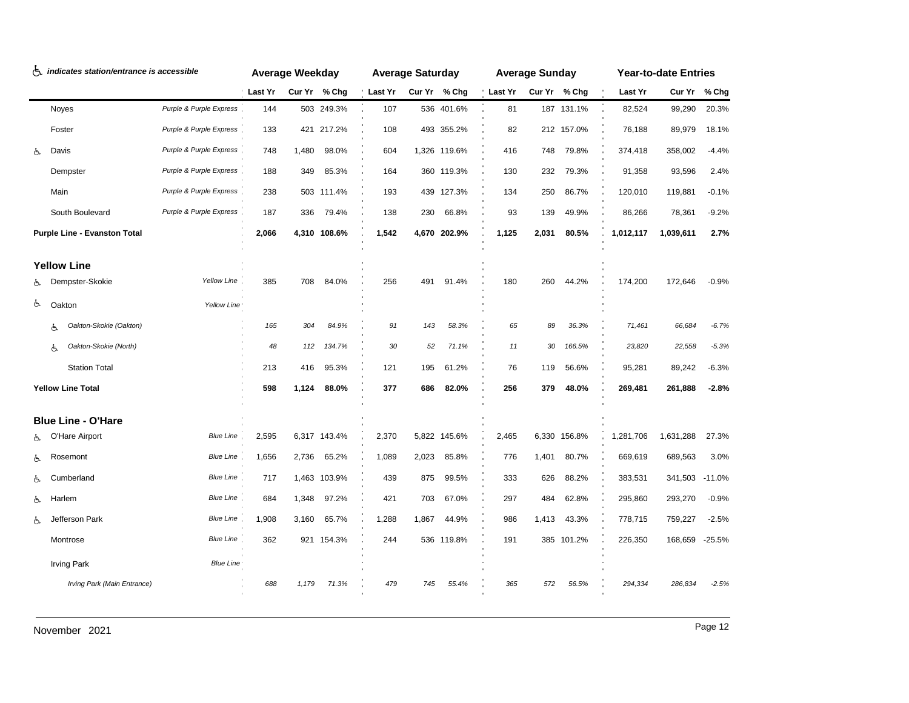| ♿ *indicates station/entrance is accessible* | | Average Weekday | | | Average Saturday | | | Average Sunday | | | Year-to-date Entries | | |
|---|---|---|---|---|---|---|---|---|---|---|---|---|---|
| | | Last Yr | Cur Yr | % Chg | Last Yr | Cur Yr | % Chg | Last Yr | Cur Yr | % Chg | Last Yr | Cur Yr | % Chg |
| Noyes | *Purple & Purple Express* | 144 | 503 | 249.3% | 107 | 536 | 401.6% | 81 | 187 | 131.1% | 82,524 | 99,290 | 20.3% |
| Foster | *Purple & Purple Express* | 133 | 421 | 217.2% | 108 | 493 | 355.2% | 82 | 212 | 157.0% | 76,188 | 89,979 | 18.1% |
| ♿ Davis | *Purple & Purple Express* | 748 | 1,480 | 98.0% | 604 | 1,326 | 119.6% | 416 | 748 | 79.8% | 374,418 | 358,002 | -4.4% |
| Dempster | *Purple & Purple Express* | 188 | 349 | 85.3% | 164 | 360 | 119.3% | 130 | 232 | 79.3% | 91,358 | 93,596 | 2.4% |
| Main | *Purple & Purple Express* | 238 | 503 | 111.4% | 193 | 439 | 127.3% | 134 | 250 | 86.7% | 120,010 | 119,881 | -0.1% |
| South Boulevard | *Purple & Purple Express* | 187 | 336 | 79.4% | 138 | 230 | 66.8% | 93 | 139 | 49.9% | 86,266 | 78,361 | -9.2% |
| **Purple Line - Evanston Total** | | **2,066** | **4,310** | **108.6%** | **1,542** | **4,670** | **202.9%** | **1,125** | **2,031** | **80.5%** | **1,012,117** | **1,039,611** | **2.7%** |
| **Yellow Line** | | | | | | | | | | | | | |
| ♿ Dempster-Skokie | *Yellow Line* | 385 | 708 | 84.0% | 256 | 491 | 91.4% | 180 | 260 | 44.2% | 174,200 | 172,646 | -0.9% |
| ♿ Oakton | *Yellow Line* | | | | | | | | | | | | |
| ♿ *Oakton-Skokie (Oakton)* | | *165* | *304* | *84.9%* | *91* | *143* | *58.3%* | *65* | *89* | *36.3%* | *71,461* | *66,684* | *-6.7%* |
| ♿ *Oakton-Skokie (North)* | | *48* | *112* | *134.7%* | *30* | *52* | *71.1%* | *11* | *30* | *166.5%* | *23,820* | *22,558* | *-5.3%* |
| Station Total | | 213 | 416 | 95.3% | 121 | 195 | 61.2% | 76 | 119 | 56.6% | 95,281 | 89,242 | -6.3% |
| **Yellow Line Total** | | **598** | **1,124** | **88.0%** | **377** | **686** | **82.0%** | **256** | **379** | **48.0%** | **269,481** | **261,888** | **-2.8%** |
| **Blue Line - O'Hare** | | | | | | | | | | | | | |
| ♿ O'Hare Airport | *Blue Line* | 2,595 | 6,317 | 143.4% | 2,370 | 5,822 | 145.6% | 2,465 | 6,330 | 156.8% | 1,281,706 | 1,631,288 | 27.3% |
| ♿ Rosemont | *Blue Line* | 1,656 | 2,736 | 65.2% | 1,089 | 2,023 | 85.8% | 776 | 1,401 | 80.7% | 669,619 | 689,563 | 3.0% |
| ♿ Cumberland | *Blue Line* | 717 | 1,463 | 103.9% | 439 | 875 | 99.5% | 333 | 626 | 88.2% | 383,531 | 341,503 | -11.0% |
| ♿ Harlem | *Blue Line* | 684 | 1,348 | 97.2% | 421 | 703 | 67.0% | 297 | 484 | 62.8% | 295,860 | 293,270 | -0.9% |
| ♿ Jefferson Park | *Blue Line* | 1,908 | 3,160 | 65.7% | 1,288 | 1,867 | 44.9% | 986 | 1,413 | 43.3% | 778,715 | 759,227 | -2.5% |
| Montrose | *Blue Line* | 362 | 921 | 154.3% | 244 | 536 | 119.8% | 191 | 385 | 101.2% | 226,350 | 168,659 | -25.5% |
| Irving Park | *Blue Line* | | | | | | | | | | | | |
| *Irving Park (Main Entrance)* | | *688* | *1,179* | *71.3%* | *479* | *745* | *55.4%* | *365* | *572* | *56.5%* | *294,334* | *286,834* | *-2.5%* |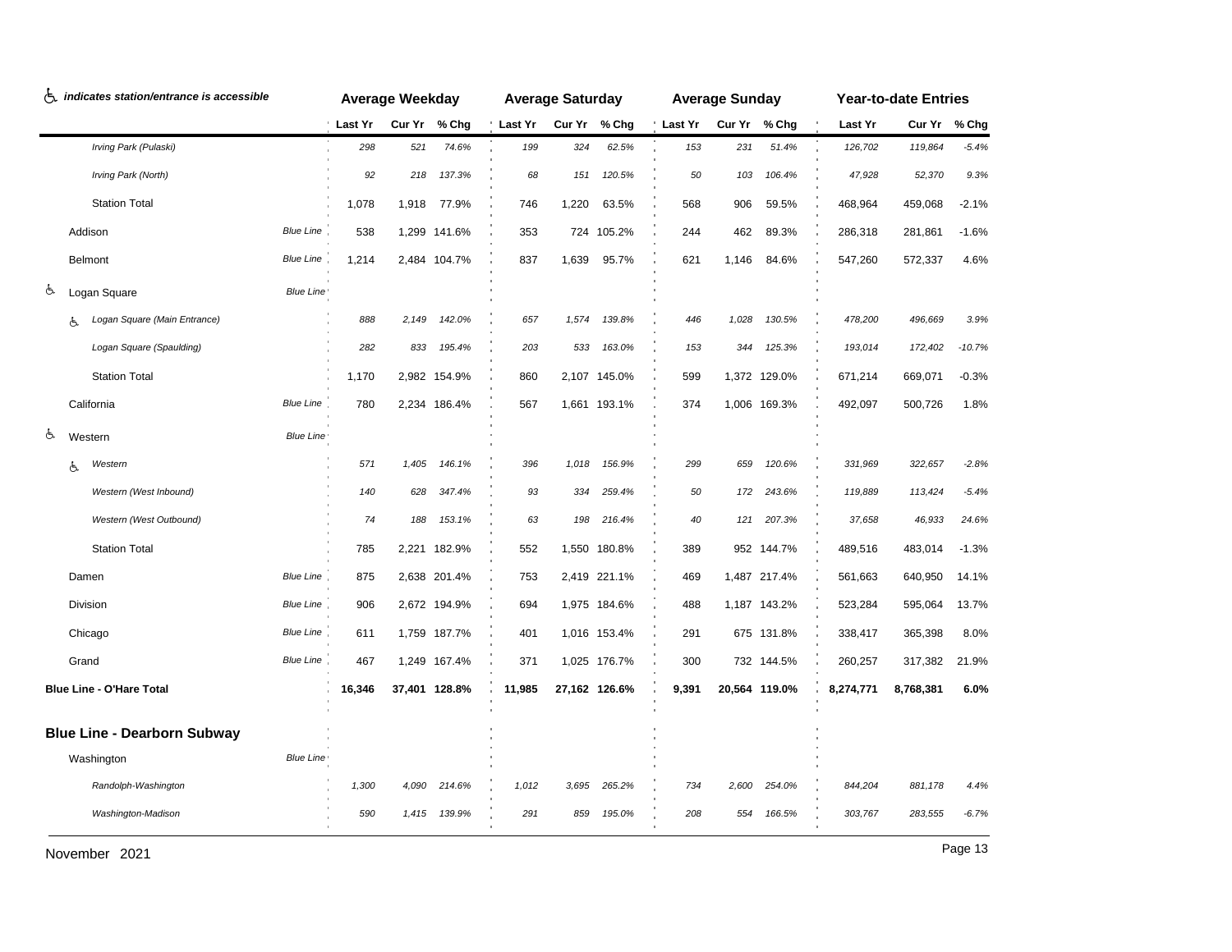♿ *indicates station/entrance is accessible*

| | | | Average Weekday | | | Average Saturday | | | Average Sunday | | | Year-to-date Entries | | |
|---|---|---|---|---|---|---|---|---|---|---|---|---|---|---|
| | | | Last Yr | Cur Yr | % Chg | Last Yr | Cur Yr | % Chg | Last Yr | Cur Yr | % Chg | Last Yr | Cur Yr | % Chg |
| | *Irving Park (Pulaski)* | | *298* | *521* | *74.6%* | *199* | *324* | *62.5%* | *153* | *231* | *51.4%* | *126,702* | *119,864* | *-5.4%* |
| | *Irving Park (North)* | | *92* | *218* | *137.3%* | *68* | *151* | *120.5%* | *50* | *103* | *106.4%* | *47,928* | *52,370* | *9.3%* |
| | Station Total | | 1,078 | 1,918 | 77.9% | 746 | 1,220 | 63.5% | 568 | 906 | 59.5% | 468,964 | 459,068 | -2.1% |
| | Addison | *Blue Line* | 538 | 1,299 | 141.6% | 353 | 724 | 105.2% | 244 | 462 | 89.3% | 286,318 | 281,861 | -1.6% |
| | Belmont | *Blue Line* | 1,214 | 2,484 | 104.7% | 837 | 1,639 | 95.7% | 621 | 1,146 | 84.6% | 547,260 | 572,337 | 4.6% |
| ♿ | Logan Square | *Blue Line* | | | | | | | | | | | | |
| | ♿ *Logan Square (Main Entrance)* | | *888* | *2,149* | *142.0%* | *657* | *1,574* | *139.8%* | *446* | *1,028* | *130.5%* | *478,200* | *496,669* | *3.9%* |
| | *Logan Square (Spaulding)* | | *282* | *833* | *195.4%* | *203* | *533* | *163.0%* | *153* | *344* | *125.3%* | *193,014* | *172,402* | *-10.7%* |
| | Station Total | | 1,170 | 2,982 | 154.9% | 860 | 2,107 | 145.0% | 599 | 1,372 | 129.0% | 671,214 | 669,071 | -0.3% |
| | California | *Blue Line* | 780 | 2,234 | 186.4% | 567 | 1,661 | 193.1% | 374 | 1,006 | 169.3% | 492,097 | 500,726 | 1.8% |
| ♿ | Western | *Blue Line* | | | | | | | | | | | | |
| | ♿ *Western* | | *571* | *1,405* | *146.1%* | *396* | *1,018* | *156.9%* | *299* | *659* | *120.6%* | *331,969* | *322,657* | *-2.8%* |
| | *Western (West Inbound)* | | *140* | *628* | *347.4%* | *93* | *334* | *259.4%* | *50* | *172* | *243.6%* | *119,889* | *113,424* | *-5.4%* |
| | *Western (West Outbound)* | | *74* | *188* | *153.1%* | *63* | *198* | *216.4%* | *40* | *121* | *207.3%* | *37,658* | *46,933* | *24.6%* |
| | Station Total | | 785 | 2,221 | 182.9% | 552 | 1,550 | 180.8% | 389 | 952 | 144.7% | 489,516 | 483,014 | -1.3% |
| | Damen | *Blue Line* | 875 | 2,638 | 201.4% | 753 | 2,419 | 221.1% | 469 | 1,487 | 217.4% | 561,663 | 640,950 | 14.1% |
| | Division | *Blue Line* | 906 | 2,672 | 194.9% | 694 | 1,975 | 184.6% | 488 | 1,187 | 143.2% | 523,284 | 595,064 | 13.7% |
| | Chicago | *Blue Line* | 611 | 1,759 | 187.7% | 401 | 1,016 | 153.4% | 291 | 675 | 131.8% | 338,417 | 365,398 | 8.0% |
| | Grand | *Blue Line* | 467 | 1,249 | 167.4% | 371 | 1,025 | 176.7% | 300 | 732 | 144.5% | 260,257 | 317,382 | 21.9% |
| | **Blue Line - O'Hare Total** | | **16,346** | **37,401** | **128.8%** | **11,985** | **27,162** | **126.6%** | **9,391** | **20,564** | **119.0%** | **8,274,771** | **8,768,381** | **6.0%** |
| | **Blue Line - Dearborn Subway** | | | | | | | | | | | | | |
| | Washington | *Blue Line* | | | | | | | | | | | | |
| | *Randolph-Washington* | | *1,300* | *4,090* | *214.6%* | *1,012* | *3,695* | *265.2%* | *734* | *2,600* | *254.0%* | *844,204* | *881,178* | *4.4%* |
| | *Washington-Madison* | | *590* | *1,415* | *139.9%* | *291* | *859* | *195.0%* | *208* | *554* | *166.5%* | *303,767* | *283,555* | *-6.7%* |

November 2021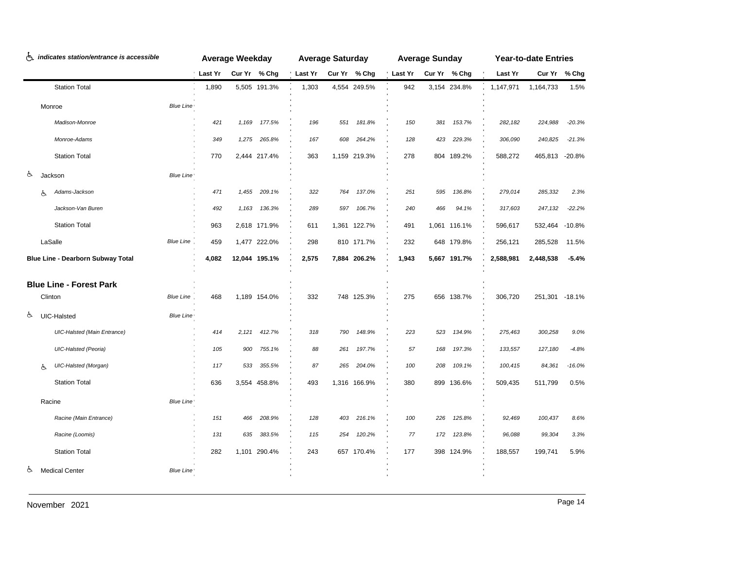♿ *indicates station/entrance is accessible*

| | | Average Weekday | | | Average Saturday | | | Average Sunday | | | Year-to-date Entries | | |
|---|---|---|---|---|---|---|---|---|---|---|---|---|---|
| | | Last Yr | Cur Yr | % Chg | Last Yr | Cur Yr | % Chg | Last Yr | Cur Yr | % Chg | Last Yr | Cur Yr | % Chg |
| Station Total | | 1,890 | 5,505 | 191.3% | 1,303 | 4,554 | 249.5% | 942 | 3,154 | 234.8% | 1,147,971 | 1,164,733 | 1.5% |
| Monroe | *Blue Line* | | | | | | | | | | | | |
| *Madison-Monroe* | | *421* | *1,169* | *177.5%* | *196* | *551* | *181.8%* | *150* | *381* | *153.7%* | *282,182* | *224,988* | *-20.3%* |
| *Monroe-Adams* | | *349* | *1,275* | *265.8%* | *167* | *608* | *264.2%* | *128* | *423* | *229.3%* | *306,090* | *240,825* | *-21.3%* |
| Station Total | | 770 | 2,444 | 217.4% | 363 | 1,159 | 219.3% | 278 | 804 | 189.2% | 588,272 | 465,813 | -20.8% |
| ♿ Jackson | *Blue Line* | | | | | | | | | | | | |
| ♿ *Adams-Jackson* | | *471* | *1,455* | *209.1%* | *322* | *764* | *137.0%* | *251* | *595* | *136.8%* | *279,014* | *285,332* | *2.3%* |
| *Jackson-Van Buren* | | *492* | *1,163* | *136.3%* | *289* | *597* | *106.7%* | *240* | *466* | *94.1%* | *317,603* | *247,132* | *-22.2%* |
| Station Total | | 963 | 2,618 | 171.9% | 611 | 1,361 | 122.7% | 491 | 1,061 | 116.1% | 596,617 | 532,464 | -10.8% |
| LaSalle | *Blue Line* | 459 | 1,477 | 222.0% | 298 | 810 | 171.7% | 232 | 648 | 179.8% | 256,121 | 285,528 | 11.5% |
| **Blue Line - Dearborn Subway Total** | | **4,082** | **12,044** | **195.1%** | **2,575** | **7,884** | **206.2%** | **1,943** | **5,667** | **191.7%** | **2,588,981** | **2,448,538** | **-5.4%** |
| **Blue Line - Forest Park** | | | | | | | | | | | | | |
| Clinton | *Blue Line* | 468 | 1,189 | 154.0% | 332 | 748 | 125.3% | 275 | 656 | 138.7% | 306,720 | 251,301 | -18.1% |
| ♿ UIC-Halsted | *Blue Line* | | | | | | | | | | | | |
| *UIC-Halsted (Main Entrance)* | | *414* | *2,121* | *412.7%* | *318* | *790* | *148.9%* | *223* | *523* | *134.9%* | *275,463* | *300,258* | *9.0%* |
| *UIC-Halsted (Peoria)* | | *105* | *900* | *755.1%* | *88* | *261* | *197.7%* | *57* | *168* | *197.3%* | *133,557* | *127,180* | *-4.8%* |
| ♿ *UIC-Halsted (Morgan)* | | *117* | *533* | *355.5%* | *87* | *265* | *204.0%* | *100* | *208* | *109.1%* | *100,415* | *84,361* | *-16.0%* |
| Station Total | | 636 | 3,554 | 458.8% | 493 | 1,316 | 166.9% | 380 | 899 | 136.6% | 509,435 | 511,799 | 0.5% |
| Racine | *Blue Line* | | | | | | | | | | | | |
| *Racine (Main Entrance)* | | *151* | *466* | *208.9%* | *128* | *403* | *216.1%* | *100* | *226* | *125.8%* | *92,469* | *100,437* | *8.6%* |
| *Racine (Loomis)* | | *131* | *635* | *383.5%* | *115* | *254* | *120.2%* | *77* | *172* | *123.8%* | *96,088* | *99,304* | *3.3%* |
| Station Total | | 282 | 1,101 | 290.4% | 243 | 657 | 170.4% | 177 | 398 | 124.9% | 188,557 | 199,741 | 5.9% |
| ♿ Medical Center | *Blue Line* | | | | | | | | | | | | |

November 2021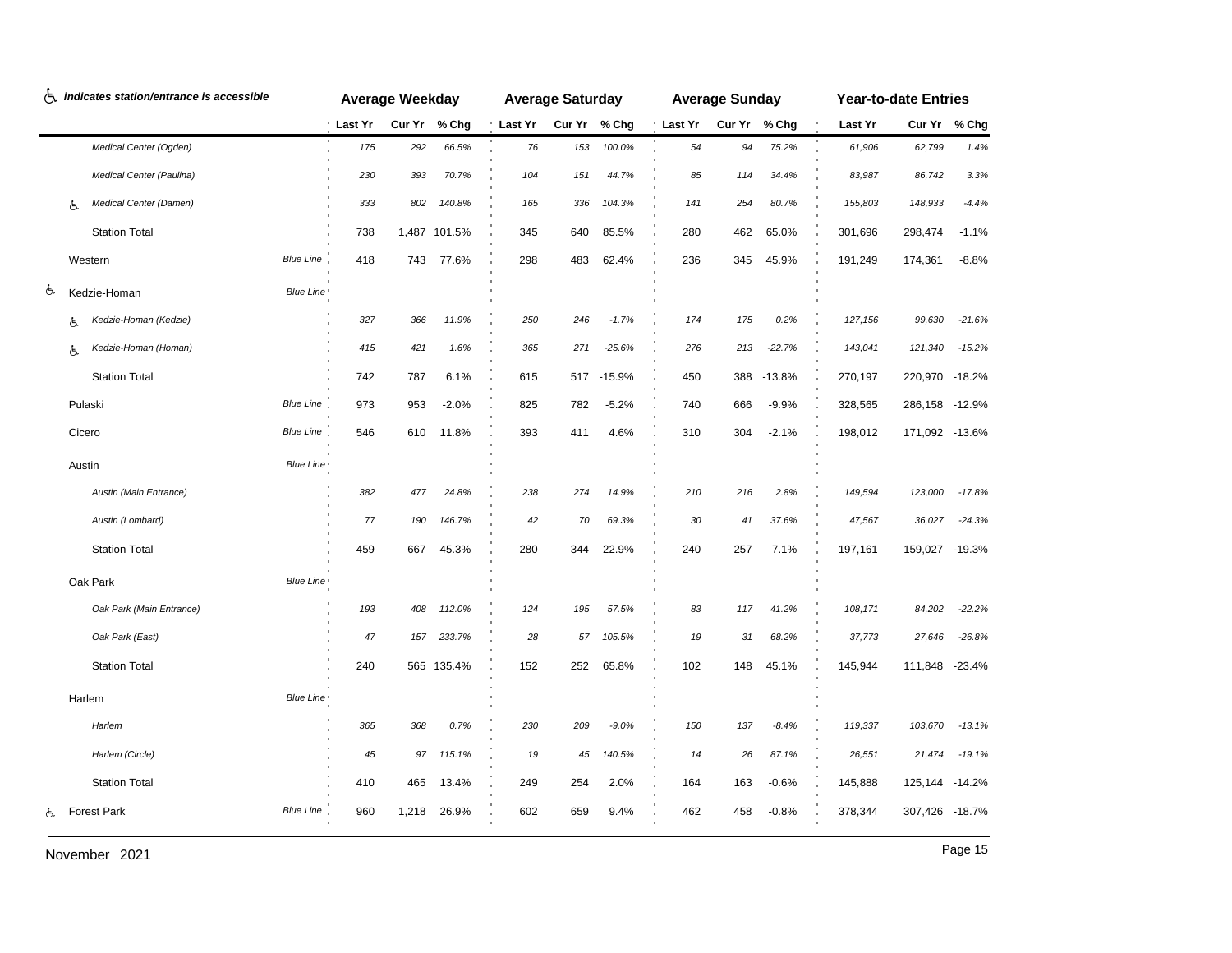| ♿ *indicates station/entrance is accessible* | | Average Weekday | | | Average Saturday | | | Average Sunday | | | Year-to-date Entries | | |
|---|---|---|---|---|---|---|---|---|---|---|---|---|---|
| | | Last Yr | Cur Yr | % Chg | Last Yr | Cur Yr | % Chg | Last Yr | Cur Yr | % Chg | Last Yr | Cur Yr | % Chg |
| *Medical Center (Ogden)* | | *175* | *292* | *66.5%* | *76* | *153* | *100.0%* | *54* | *94* | *75.2%* | *61,906* | *62,799* | *1.4%* |
| *Medical Center (Paulina)* | | *230* | *393* | *70.7%* | *104* | *151* | *44.7%* | *85* | *114* | *34.4%* | *83,987* | *86,742* | *3.3%* |
| ♿ *Medical Center (Damen)* | | *333* | *802* | *140.8%* | *165* | *336* | *104.3%* | *141* | *254* | *80.7%* | *155,803* | *148,933* | *-4.4%* |
| Station Total | | 738 | 1,487 | 101.5% | 345 | 640 | 85.5% | 280 | 462 | 65.0% | 301,696 | 298,474 | -1.1% |
| Western | *Blue Line* | 418 | 743 | 77.6% | 298 | 483 | 62.4% | 236 | 345 | 45.9% | 191,249 | 174,361 | -8.8% |
| ♿ Kedzie-Homan | *Blue Line* | | | | | | | | | | | | |
| ♿ *Kedzie-Homan (Kedzie)* | | *327* | *366* | *11.9%* | *250* | *246* | *-1.7%* | *174* | *175* | *0.2%* | *127,156* | *99,630* | *-21.6%* |
| ♿ *Kedzie-Homan (Homan)* | | *415* | *421* | *1.6%* | *365* | *271* | *-25.6%* | *276* | *213* | *-22.7%* | *143,041* | *121,340* | *-15.2%* |
| Station Total | | 742 | 787 | 6.1% | 615 | 517 | -15.9% | 450 | 388 | -13.8% | 270,197 | 220,970 | -18.2% |
| Pulaski | *Blue Line* | 973 | 953 | -2.0% | 825 | 782 | -5.2% | 740 | 666 | -9.9% | 328,565 | 286,158 | -12.9% |
| Cicero | *Blue Line* | 546 | 610 | 11.8% | 393 | 411 | 4.6% | 310 | 304 | -2.1% | 198,012 | 171,092 | -13.6% |
| Austin | *Blue Line* | | | | | | | | | | | | |
| *Austin (Main Entrance)* | | *382* | *477* | *24.8%* | *238* | *274* | *14.9%* | *210* | *216* | *2.8%* | *149,594* | *123,000* | *-17.8%* |
| *Austin (Lombard)* | | *77* | *190* | *146.7%* | *42* | *70* | *69.3%* | *30* | *41* | *37.6%* | *47,567* | *36,027* | *-24.3%* |
| Station Total | | 459 | 667 | 45.3% | 280 | 344 | 22.9% | 240 | 257 | 7.1% | 197,161 | 159,027 | -19.3% |
| Oak Park | *Blue Line* | | | | | | | | | | | | |
| *Oak Park (Main Entrance)* | | *193* | *408* | *112.0%* | *124* | *195* | *57.5%* | *83* | *117* | *41.2%* | *108,171* | *84,202* | *-22.2%* |
| *Oak Park (East)* | | *47* | *157* | *233.7%* | *28* | *57* | *105.5%* | *19* | *31* | *68.2%* | *37,773* | *27,646* | *-26.8%* |
| Station Total | | 240 | 565 | 135.4% | 152 | 252 | 65.8% | 102 | 148 | 45.1% | 145,944 | 111,848 | -23.4% |
| Harlem | *Blue Line* | | | | | | | | | | | | |
| *Harlem* | | *365* | *368* | *0.7%* | *230* | *209* | *-9.0%* | *150* | *137* | *-8.4%* | *119,337* | *103,670* | *-13.1%* |
| *Harlem (Circle)* | | *45* | *97* | *115.1%* | *19* | *45* | *140.5%* | *14* | *26* | *87.1%* | *26,551* | *21,474* | *-19.1%* |
| Station Total | | 410 | 465 | 13.4% | 249 | 254 | 2.0% | 164 | 163 | -0.6% | 145,888 | 125,144 | -14.2% |
| ♿ Forest Park | *Blue Line* | 960 | 1,218 | 26.9% | 602 | 659 | 9.4% | 462 | 458 | -0.8% | 378,344 | 307,426 | -18.7% |

November 2021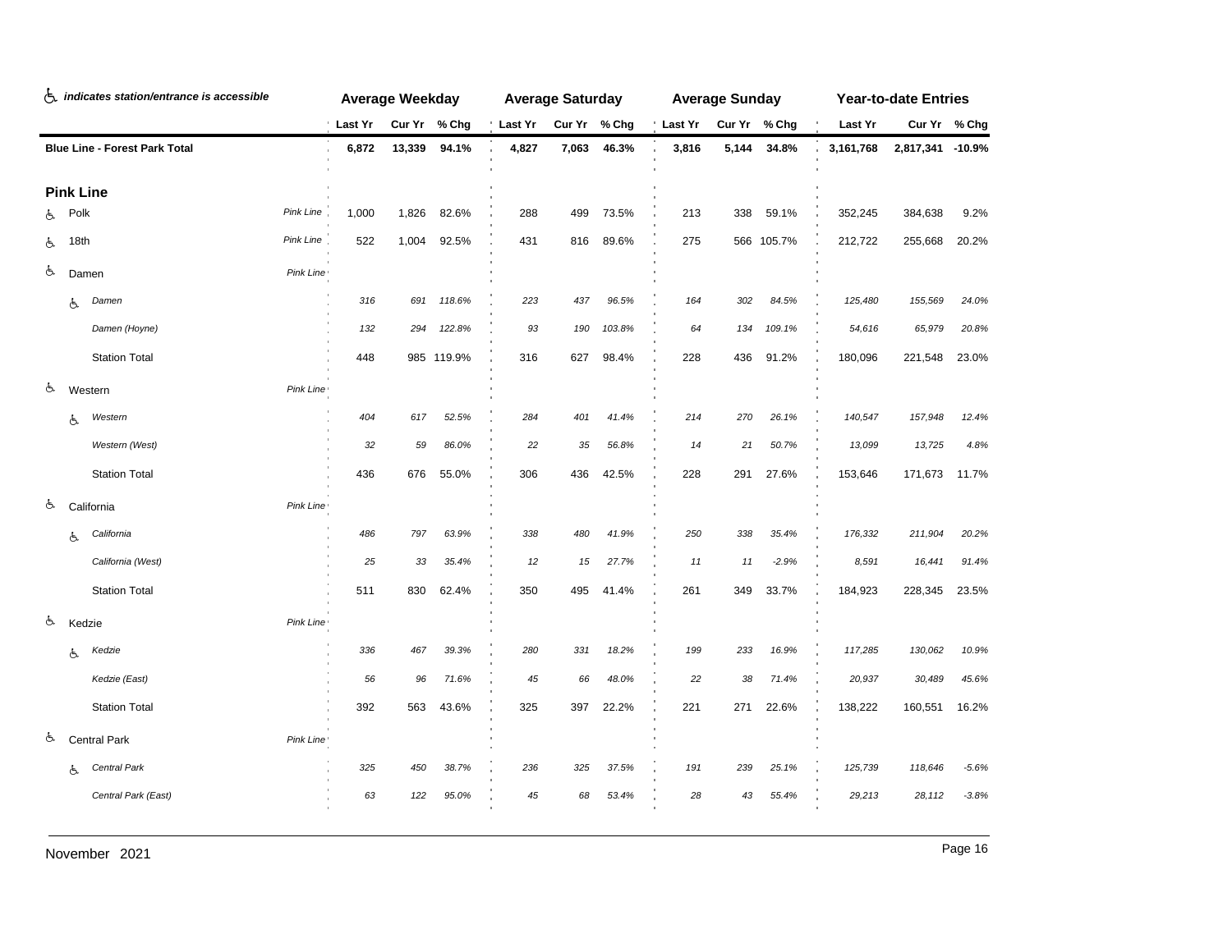| ♿ *indicates station/entrance is accessible* | | Average Weekday | | | Average Saturday | | | Average Sunday | | | Year-to-date Entries | | |
|---|---|---|---|---|---|---|---|---|---|---|---|---|---|
| | | Last Yr | Cur Yr | % Chg | Last Yr | Cur Yr | % Chg | Last Yr | Cur Yr | % Chg | Last Yr | Cur Yr | % Chg |
| **Blue Line - Forest Park Total** | | **6,872** | **13,339** | **94.1%** | **4,827** | **7,063** | **46.3%** | **3,816** | **5,144** | **34.8%** | **3,161,768** | **2,817,341** | **-10.9%** |
| **Pink Line** | | | | | | | | | | | | | |
| ♿ Polk | *Pink Line* | 1,000 | 1,826 | 82.6% | 288 | 499 | 73.5% | 213 | 338 | 59.1% | 352,245 | 384,638 | 9.2% |
| ♿ 18th | *Pink Line* | 522 | 1,004 | 92.5% | 431 | 816 | 89.6% | 275 | 566 | 105.7% | 212,722 | 255,668 | 20.2% |
| ♿ Damen | *Pink Line* | | | | | | | | | | | | |
| ♿ *Damen* | | *316* | *691* | *118.6%* | *223* | *437* | *96.5%* | *164* | *302* | *84.5%* | *125,480* | *155,569* | *24.0%* |
| *Damen (Hoyne)* | | *132* | *294* | *122.8%* | *93* | *190* | *103.8%* | *64* | *134* | *109.1%* | *54,616* | *65,979* | *20.8%* |
| Station Total | | 448 | 985 | 119.9% | 316 | 627 | 98.4% | 228 | 436 | 91.2% | 180,096 | 221,548 | 23.0% |
| ♿ Western | *Pink Line* | | | | | | | | | | | | |
| ♿ *Western* | | *404* | *617* | *52.5%* | *284* | *401* | *41.4%* | *214* | *270* | *26.1%* | *140,547* | *157,948* | *12.4%* |
| *Western (West)* | | *32* | *59* | *86.0%* | *22* | *35* | *56.8%* | *14* | *21* | *50.7%* | *13,099* | *13,725* | *4.8%* |
| Station Total | | 436 | 676 | 55.0% | 306 | 436 | 42.5% | 228 | 291 | 27.6% | 153,646 | 171,673 | 11.7% |
| ♿ California | *Pink Line* | | | | | | | | | | | | |
| ♿ *California* | | *486* | *797* | *63.9%* | *338* | *480* | *41.9%* | *250* | *338* | *35.4%* | *176,332* | *211,904* | *20.2%* |
| *California (West)* | | *25* | *33* | *35.4%* | *12* | *15* | *27.7%* | *11* | *11* | *-2.9%* | *8,591* | *16,441* | *91.4%* |
| Station Total | | 511 | 830 | 62.4% | 350 | 495 | 41.4% | 261 | 349 | 33.7% | 184,923 | 228,345 | 23.5% |
| ♿ Kedzie | *Pink Line* | | | | | | | | | | | | |
| ♿ *Kedzie* | | *336* | *467* | *39.3%* | *280* | *331* | *18.2%* | *199* | *233* | *16.9%* | *117,285* | *130,062* | *10.9%* |
| *Kedzie (East)* | | *56* | *96* | *71.6%* | *45* | *66* | *48.0%* | *22* | *38* | *71.4%* | *20,937* | *30,489* | *45.6%* |
| Station Total | | 392 | 563 | 43.6% | 325 | 397 | 22.2% | 221 | 271 | 22.6% | 138,222 | 160,551 | 16.2% |
| ♿ Central Park | *Pink Line* | | | | | | | | | | | | |
| ♿ *Central Park* | | *325* | *450* | *38.7%* | *236* | *325* | *37.5%* | *191* | *239* | *25.1%* | *125,739* | *118,646* | *-5.6%* |
| *Central Park (East)* | | *63* | *122* | *95.0%* | *45* | *68* | *53.4%* | *28* | *43* | *55.4%* | *29,213* | *28,112* | *-3.8%* |

November 2021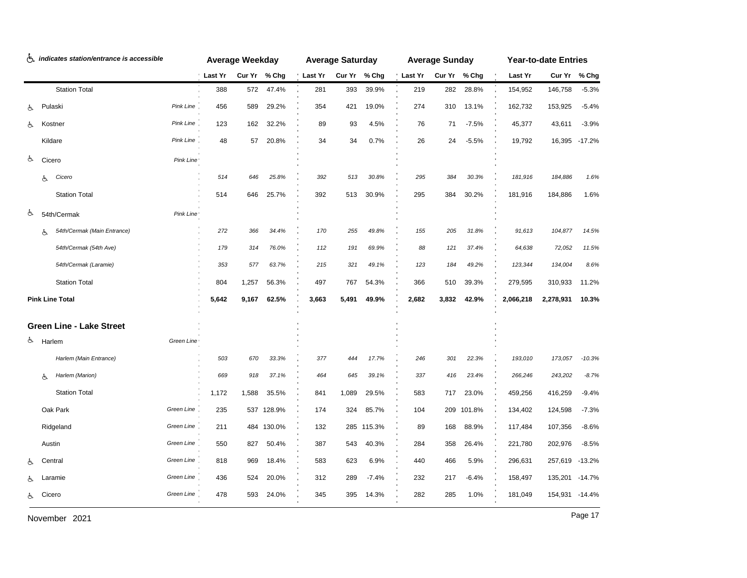♿ *indicates station/entrance is accessible*

| | | Average Weekday | | | Average Saturday | | | Average Sunday | | | Year-to-date Entries | | |
|---|---|---|---|---|---|---|---|---|---|---|---|---|---|
| | | Last Yr | Cur Yr | % Chg | Last Yr | Cur Yr | % Chg | Last Yr | Cur Yr | % Chg | Last Yr | Cur Yr | % Chg |
| Station Total | | 388 | 572 | 47.4% | 281 | 393 | 39.9% | 219 | 282 | 28.8% | 154,952 | 146,758 | -5.3% |
| ♿ Pulaski | *Pink Line* | 456 | 589 | 29.2% | 354 | 421 | 19.0% | 274 | 310 | 13.1% | 162,732 | 153,925 | -5.4% |
| ♿ Kostner | *Pink Line* | 123 | 162 | 32.2% | 89 | 93 | 4.5% | 76 | 71 | -7.5% | 45,377 | 43,611 | -3.9% |
| Kildare | *Pink Line* | 48 | 57 | 20.8% | 34 | 34 | 0.7% | 26 | 24 | -5.5% | 19,792 | 16,395 | -17.2% |
| ♿ Cicero | *Pink Line* | | | | | | | | | | | | |
| ♿ *Cicero* | | *514* | *646* | *25.8%* | *392* | *513* | *30.8%* | *295* | *384* | *30.3%* | *181,916* | *184,886* | *1.6%* |
| Station Total | | 514 | 646 | 25.7% | 392 | 513 | 30.9% | 295 | 384 | 30.2% | 181,916 | 184,886 | 1.6% |
| ♿ 54th/Cermak | *Pink Line* | | | | | | | | | | | | |
| ♿ *54th/Cermak (Main Entrance)* | | *272* | *366* | *34.4%* | *170* | *255* | *49.8%* | *155* | *205* | *31.8%* | *91,613* | *104,877* | *14.5%* |
| *54th/Cermak (54th Ave)* | | *179* | *314* | *76.0%* | *112* | *191* | *69.9%* | *88* | *121* | *37.4%* | *64,638* | *72,052* | *11.5%* |
| *54th/Cermak (Laramie)* | | *353* | *577* | *63.7%* | *215* | *321* | *49.1%* | *123* | *184* | *49.2%* | *123,344* | *134,004* | *8.6%* |
| Station Total | | 804 | 1,257 | 56.3% | 497 | 767 | 54.3% | 366 | 510 | 39.3% | 279,595 | 310,933 | 11.2% |
| **Pink Line Total** | | **5,642** | **9,167** | **62.5%** | **3,663** | **5,491** | **49.9%** | **2,682** | **3,832** | **42.9%** | **2,066,218** | **2,278,931** | **10.3%** |
| **Green Line - Lake Street** | | | | | | | | | | | | | |
| ♿ Harlem | *Green Line* | | | | | | | | | | | | |
| *Harlem (Main Entrance)* | | *503* | *670* | *33.3%* | *377* | *444* | *17.7%* | *246* | *301* | *22.3%* | *193,010* | *173,057* | *-10.3%* |
| ♿ *Harlem (Marion)* | | *669* | *918* | *37.1%* | *464* | *645* | *39.1%* | *337* | *416* | *23.4%* | *266,246* | *243,202* | *-8.7%* |
| Station Total | | 1,172 | 1,588 | 35.5% | 841 | 1,089 | 29.5% | 583 | 717 | 23.0% | 459,256 | 416,259 | -9.4% |
| Oak Park | *Green Line* | 235 | 537 | 128.9% | 174 | 324 | 85.7% | 104 | 209 | 101.8% | 134,402 | 124,598 | -7.3% |
| Ridgeland | *Green Line* | 211 | 484 | 130.0% | 132 | 285 | 115.3% | 89 | 168 | 88.9% | 117,484 | 107,356 | -8.6% |
| Austin | *Green Line* | 550 | 827 | 50.4% | 387 | 543 | 40.3% | 284 | 358 | 26.4% | 221,780 | 202,976 | -8.5% |
| ♿ Central | *Green Line* | 818 | 969 | 18.4% | 583 | 623 | 6.9% | 440 | 466 | 5.9% | 296,631 | 257,619 | -13.2% |
| ♿ Laramie | *Green Line* | 436 | 524 | 20.0% | 312 | 289 | -7.4% | 232 | 217 | -6.4% | 158,497 | 135,201 | -14.7% |
| ♿ Cicero | *Green Line* | 478 | 593 | 24.0% | 345 | 395 | 14.3% | 282 | 285 | 1.0% | 181,049 | 154,931 | -14.4% |

November 2021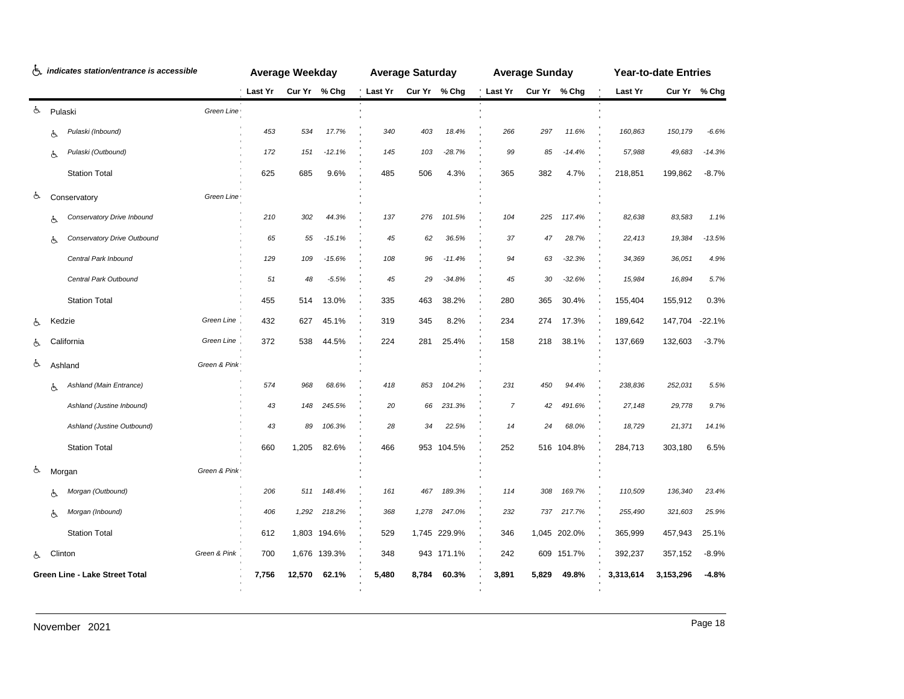| ♿ *indicates station/entrance is accessible* | | Average Weekday | | | Average Saturday | | | Average Sunday | | | Year-to-date Entries | | |
|---|---|---|---|---|---|---|---|---|---|---|---|---|---|
| | | Last Yr | Cur Yr | % Chg | Last Yr | Cur Yr | % Chg | Last Yr | Cur Yr | % Chg | Last Yr | Cur Yr | % Chg |
| ♿ Pulaski | *Green Line* | | | | | | | | | | | | |
| ♿ *Pulaski (Inbound)* | | *453* | *534* | *17.7%* | *340* | *403* | *18.4%* | *266* | *297* | *11.6%* | *160,863* | *150,179* | *-6.6%* |
| ♿ *Pulaski (Outbound)* | | *172* | *151* | *-12.1%* | *145* | *103* | *-28.7%* | *99* | *85* | *-14.4%* | *57,988* | *49,683* | *-14.3%* |
| Station Total | | 625 | 685 | 9.6% | 485 | 506 | 4.3% | 365 | 382 | 4.7% | 218,851 | 199,862 | -8.7% |
| ♿ Conservatory | *Green Line* | | | | | | | | | | | | |
| ♿ *Conservatory Drive Inbound* | | *210* | *302* | *44.3%* | *137* | *276* | *101.5%* | *104* | *225* | *117.4%* | *82,638* | *83,583* | *1.1%* |
| ♿ *Conservatory Drive Outbound* | | *65* | *55* | *-15.1%* | *45* | *62* | *36.5%* | *37* | *47* | *28.7%* | *22,413* | *19,384* | *-13.5%* |
| *Central Park Inbound* | | *129* | *109* | *-15.6%* | *108* | *96* | *-11.4%* | *94* | *63* | *-32.3%* | *34,369* | *36,051* | *4.9%* |
| *Central Park Outbound* | | *51* | *48* | *-5.5%* | *45* | *29* | *-34.8%* | *45* | *30* | *-32.6%* | *15,984* | *16,894* | *5.7%* |
| Station Total | | 455 | 514 | 13.0% | 335 | 463 | 38.2% | 280 | 365 | 30.4% | 155,404 | 155,912 | 0.3% |
| ♿ Kedzie | *Green Line* | 432 | 627 | 45.1% | 319 | 345 | 8.2% | 234 | 274 | 17.3% | 189,642 | 147,704 | -22.1% |
| ♿ California | *Green Line* | 372 | 538 | 44.5% | 224 | 281 | 25.4% | 158 | 218 | 38.1% | 137,669 | 132,603 | -3.7% |
| ♿ Ashland | *Green & Pink* | | | | | | | | | | | | |
| ♿ *Ashland (Main Entrance)* | | *574* | *968* | *68.6%* | *418* | *853* | *104.2%* | *231* | *450* | *94.4%* | *238,836* | *252,031* | *5.5%* |
| *Ashland (Justine Inbound)* | | *43* | *148* | *245.5%* | *20* | *66* | *231.3%* | *7* | *42* | *491.6%* | *27,148* | *29,778* | *9.7%* |
| *Ashland (Justine Outbound)* | | *43* | *89* | *106.3%* | *28* | *34* | *22.5%* | *14* | *24* | *68.0%* | *18,729* | *21,371* | *14.1%* |
| Station Total | | 660 | 1,205 | 82.6% | 466 | 953 | 104.5% | 252 | 516 | 104.8% | 284,713 | 303,180 | 6.5% |
| ♿ Morgan | *Green & Pink* | | | | | | | | | | | | |
| ♿ *Morgan (Outbound)* | | *206* | *511* | *148.4%* | *161* | *467* | *189.3%* | *114* | *308* | *169.7%* | *110,509* | *136,340* | *23.4%* |
| ♿ *Morgan (Inbound)* | | *406* | *1,292* | *218.2%* | *368* | *1,278* | *247.0%* | *232* | *737* | *217.7%* | *255,490* | *321,603* | *25.9%* |
| Station Total | | 612 | 1,803 | 194.6% | 529 | 1,745 | 229.9% | 346 | 1,045 | 202.0% | 365,999 | 457,943 | 25.1% |
| ♿ Clinton | *Green & Pink* | 700 | 1,676 | 139.3% | 348 | 943 | 171.1% | 242 | 609 | 151.7% | 392,237 | 357,152 | -8.9% |
| **Green Line - Lake Street Total** | | **7,756** | **12,570** | **62.1%** | **5,480** | **8,784** | **60.3%** | **3,891** | **5,829** | **49.8%** | **3,313,614** | **3,153,296** | **-4.8%** |

November 2021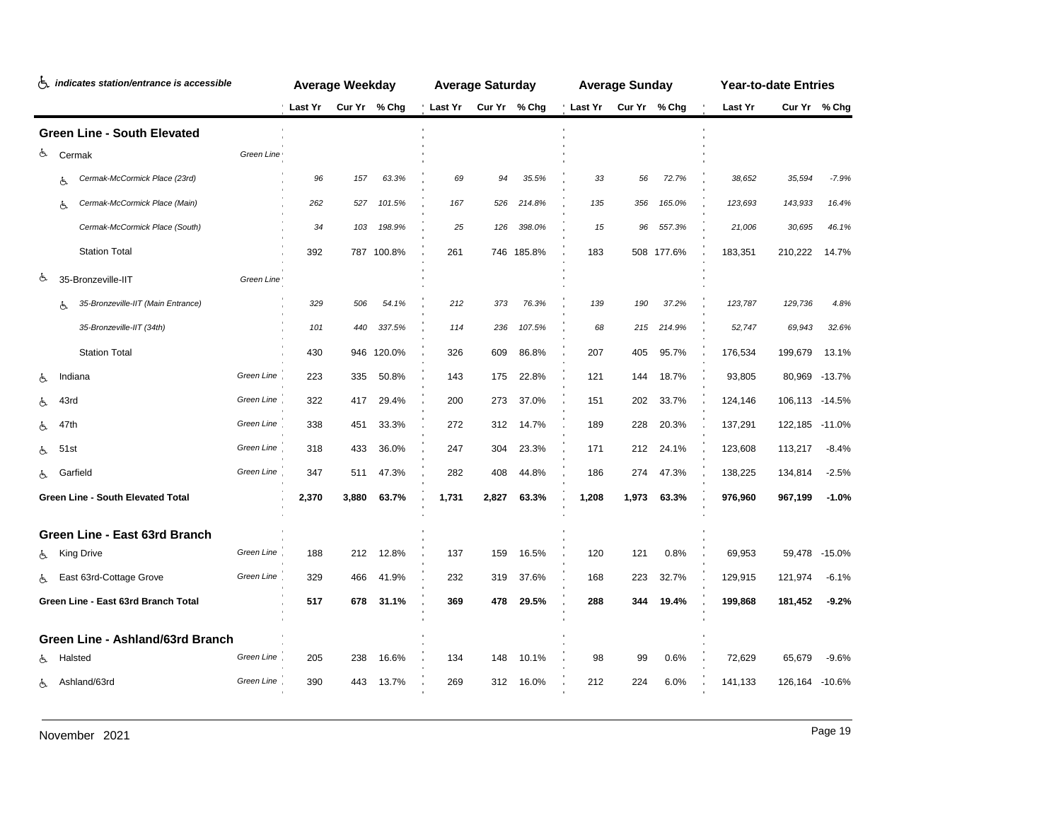♿ *indicates station/entrance is accessible*

| | | Average Weekday | | | Average Saturday | | | Average Sunday | | | Year-to-date Entries | | |
|---|---|---|---|---|---|---|---|---|---|---|---|---|---|
| | | Last Yr | Cur Yr | % Chg | Last Yr | Cur Yr | % Chg | Last Yr | Cur Yr | % Chg | Last Yr | Cur Yr | % Chg |
| **Green Line - South Elevated** | | | | | | | | | | | | | |
| ♿ Cermak | *Green Line* | | | | | | | | | | | | |
| ♿ *Cermak-McCormick Place (23rd)* | | *96* | *157* | *63.3%* | *69* | *94* | *35.5%* | *33* | *56* | *72.7%* | *38,652* | *35,594* | *-7.9%* |
| ♿ *Cermak-McCormick Place (Main)* | | *262* | *527* | *101.5%* | *167* | *526* | *214.8%* | *135* | *356* | *165.0%* | *123,693* | *143,933* | *16.4%* |
| *Cermak-McCormick Place (South)* | | *34* | *103* | *198.9%* | *25* | *126* | *398.0%* | *15* | *96* | *557.3%* | *21,006* | *30,695* | *46.1%* |
| Station Total | | 392 | 787 | 100.8% | 261 | 746 | 185.8% | 183 | 508 | 177.6% | 183,351 | 210,222 | 14.7% |
| ♿ 35-Bronzeville-IIT | *Green Line* | | | | | | | | | | | | |
| ♿ *35-Bronzeville-IIT (Main Entrance)* | | *329* | *506* | *54.1%* | *212* | *373* | *76.3%* | *139* | *190* | *37.2%* | *123,787* | *129,736* | *4.8%* |
| *35-Bronzeville-IIT (34th)* | | *101* | *440* | *337.5%* | *114* | *236* | *107.5%* | *68* | *215* | *214.9%* | *52,747* | *69,943* | *32.6%* |
| Station Total | | 430 | 946 | 120.0% | 326 | 609 | 86.8% | 207 | 405 | 95.7% | 176,534 | 199,679 | 13.1% |
| ♿ Indiana | *Green Line* | 223 | 335 | 50.8% | 143 | 175 | 22.8% | 121 | 144 | 18.7% | 93,805 | 80,969 | -13.7% |
| ♿ 43rd | *Green Line* | 322 | 417 | 29.4% | 200 | 273 | 37.0% | 151 | 202 | 33.7% | 124,146 | 106,113 | -14.5% |
| ♿ 47th | *Green Line* | 338 | 451 | 33.3% | 272 | 312 | 14.7% | 189 | 228 | 20.3% | 137,291 | 122,185 | -11.0% |
| ♿ 51st | *Green Line* | 318 | 433 | 36.0% | 247 | 304 | 23.3% | 171 | 212 | 24.1% | 123,608 | 113,217 | -8.4% |
| ♿ Garfield | *Green Line* | 347 | 511 | 47.3% | 282 | 408 | 44.8% | 186 | 274 | 47.3% | 138,225 | 134,814 | -2.5% |
| **Green Line - South Elevated Total** | | **2,370** | **3,880** | **63.7%** | **1,731** | **2,827** | **63.3%** | **1,208** | **1,973** | **63.3%** | **976,960** | **967,199** | **-1.0%** |
| **Green Line - East 63rd Branch** | | | | | | | | | | | | | |
| ♿ King Drive | *Green Line* | 188 | 212 | 12.8% | 137 | 159 | 16.5% | 120 | 121 | 0.8% | 69,953 | 59,478 | -15.0% |
| ♿ East 63rd-Cottage Grove | *Green Line* | 329 | 466 | 41.9% | 232 | 319 | 37.6% | 168 | 223 | 32.7% | 129,915 | 121,974 | -6.1% |
| **Green Line - East 63rd Branch Total** | | **517** | **678** | **31.1%** | **369** | **478** | **29.5%** | **288** | **344** | **19.4%** | **199,868** | **181,452** | **-9.2%** |
| **Green Line - Ashland/63rd Branch** | | | | | | | | | | | | | |
| ♿ Halsted | *Green Line* | 205 | 238 | 16.6% | 134 | 148 | 10.1% | 98 | 99 | 0.6% | 72,629 | 65,679 | -9.6% |
| ♿ Ashland/63rd | *Green Line* | 390 | 443 | 13.7% | 269 | 312 | 16.0% | 212 | 224 | 6.0% | 141,133 | 126,164 | -10.6% |

November 2021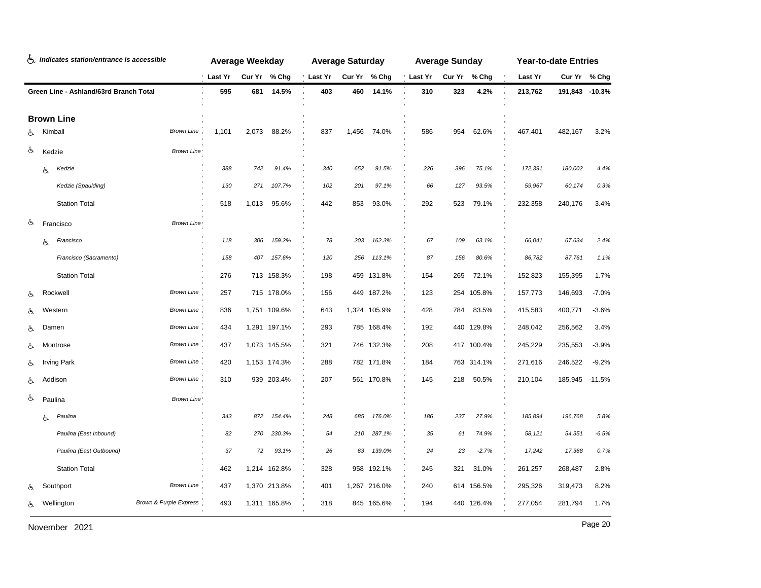♿ *indicates station/entrance is accessible*

| | | Average Weekday | | | Average Saturday | | | Average Sunday | | | Year-to-date Entries | | |
|---|---|---|---|---|---|---|---|---|---|---|---|---|---|
| | | Last Yr | Cur Yr | % Chg | Last Yr | Cur Yr | % Chg | Last Yr | Cur Yr | % Chg | Last Yr | Cur Yr | % Chg |
| **Green Line - Ashland/63rd Branch Total** | | **595** | **681** | **14.5%** | **403** | **460** | **14.1%** | **310** | **323** | **4.2%** | **213,762** | **191,843** | **-10.3%** |
| **Brown Line** | | | | | | | | | | | | | |
| ♿ Kimball | *Brown Line* | 1,101 | 2,073 | 88.2% | 837 | 1,456 | 74.0% | 586 | 954 | 62.6% | 467,401 | 482,167 | 3.2% |
| ♿ Kedzie | *Brown Line* | | | | | | | | | | | | |
| ♿ *Kedzie* | | *388* | *742* | *91.4%* | *340* | *652* | *91.5%* | *226* | *396* | *75.1%* | *172,391* | *180,002* | *4.4%* |
| *Kedzie (Spaulding)* | | *130* | *271* | *107.7%* | *102* | *201* | *97.1%* | *66* | *127* | *93.5%* | *59,967* | *60,174* | *0.3%* |
| Station Total | | 518 | 1,013 | 95.6% | 442 | 853 | 93.0% | 292 | 523 | 79.1% | 232,358 | 240,176 | 3.4% |
| ♿ Francisco | *Brown Line* | | | | | | | | | | | | |
| ♿ *Francisco* | | *118* | *306* | *159.2%* | *78* | *203* | *162.3%* | *67* | *109* | *63.1%* | *66,041* | *67,634* | *2.4%* |
| *Francisco (Sacramento)* | | *158* | *407* | *157.6%* | *120* | *256* | *113.1%* | *87* | *156* | *80.6%* | *86,782* | *87,761* | *1.1%* |
| Station Total | | 276 | 713 | 158.3% | 198 | 459 | 131.8% | 154 | 265 | 72.1% | 152,823 | 155,395 | 1.7% |
| ♿ Rockwell | *Brown Line* | 257 | 715 | 178.0% | 156 | 449 | 187.2% | 123 | 254 | 105.8% | 157,773 | 146,693 | -7.0% |
| ♿ Western | *Brown Line* | 836 | 1,751 | 109.6% | 643 | 1,324 | 105.9% | 428 | 784 | 83.5% | 415,583 | 400,771 | -3.6% |
| ♿ Damen | *Brown Line* | 434 | 1,291 | 197.1% | 293 | 785 | 168.4% | 192 | 440 | 129.8% | 248,042 | 256,562 | 3.4% |
| ♿ Montrose | *Brown Line* | 437 | 1,073 | 145.5% | 321 | 746 | 132.3% | 208 | 417 | 100.4% | 245,229 | 235,553 | -3.9% |
| ♿ Irving Park | *Brown Line* | 420 | 1,153 | 174.3% | 288 | 782 | 171.8% | 184 | 763 | 314.1% | 271,616 | 246,522 | -9.2% |
| ♿ Addison | *Brown Line* | 310 | 939 | 203.4% | 207 | 561 | 170.8% | 145 | 218 | 50.5% | 210,104 | 185,945 | -11.5% |
| ♿ Paulina | *Brown Line* | | | | | | | | | | | | |
| ♿ *Paulina* | | *343* | *872* | *154.4%* | *248* | *685* | *176.0%* | *186* | *237* | *27.9%* | *185,894* | *196,768* | *5.8%* |
| *Paulina (East Inbound)* | | *82* | *270* | *230.3%* | *54* | *210* | *287.1%* | *35* | *61* | *74.9%* | *58,121* | *54,351* | *-6.5%* |
| *Paulina (East Outbound)* | | *37* | *72* | *93.1%* | *26* | *63* | *139.0%* | *24* | *23* | *-2.7%* | *17,242* | *17,368* | *0.7%* |
| Station Total | | 462 | 1,214 | 162.8% | 328 | 958 | 192.1% | 245 | 321 | 31.0% | 261,257 | 268,487 | 2.8% |
| ♿ Southport | *Brown Line* | 437 | 1,370 | 213.8% | 401 | 1,267 | 216.0% | 240 | 614 | 156.5% | 295,326 | 319,473 | 8.2% |
| ♿ Wellington | *Brown & Purple Express* | 493 | 1,311 | 165.8% | 318 | 845 | 165.6% | 194 | 440 | 126.4% | 277,054 | 281,794 | 1.7% |

November 2021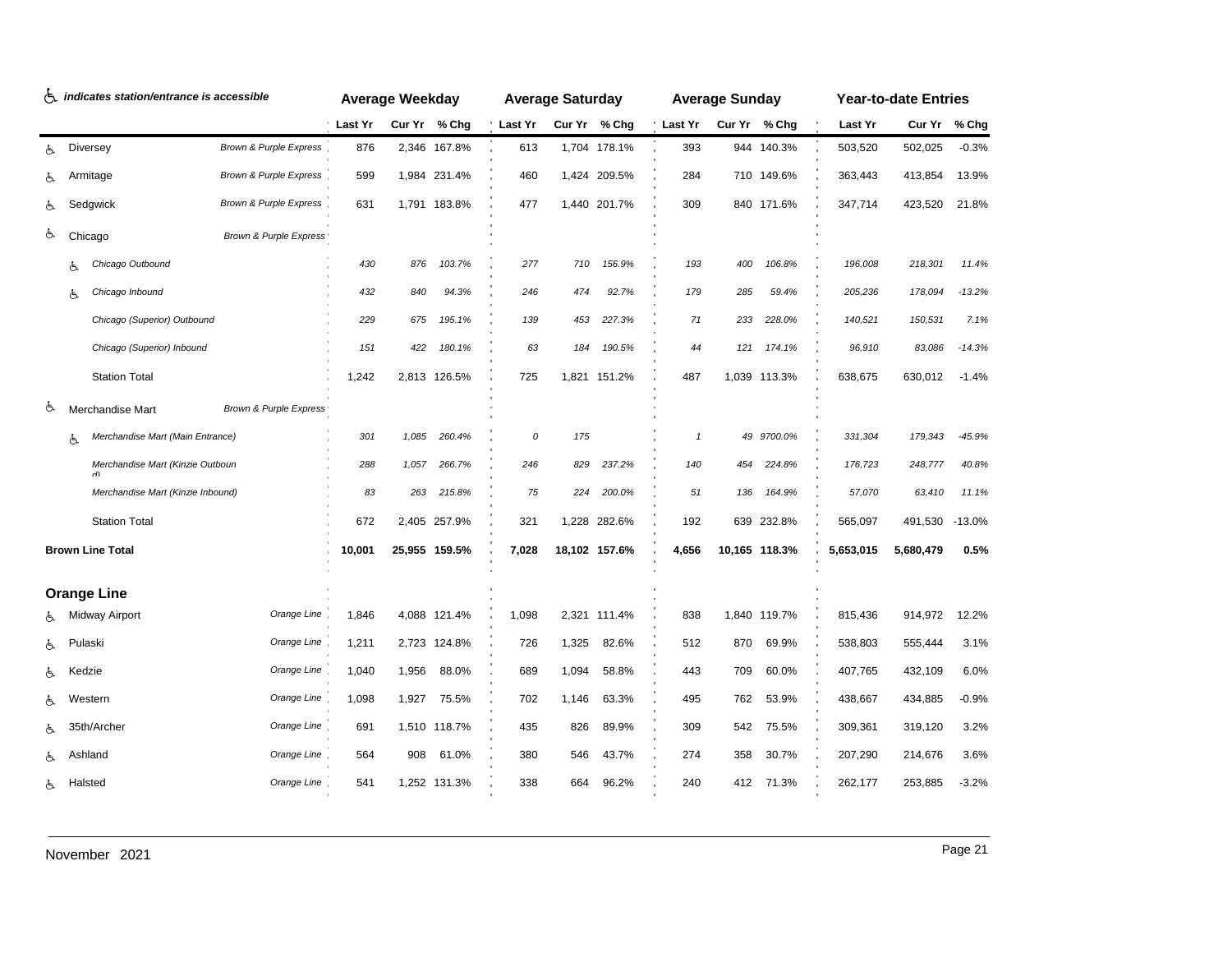♿ *indicates station/entrance is accessible*

| | | | Average Weekday | | | Average Saturday | | | Average Sunday | | | Year-to-date Entries | | |
|---|---|---|---|---|---|---|---|---|---|---|---|---|---|---|
| | | | Last Yr | Cur Yr | % Chg | Last Yr | Cur Yr | % Chg | Last Yr | Cur Yr | % Chg | Last Yr | Cur Yr | % Chg |
| ♿ | Diversey | *Brown & Purple Express* | 876 | 2,346 | 167.8% | 613 | 1,704 | 178.1% | 393 | 944 | 140.3% | 503,520 | 502,025 | -0.3% |
| ♿ | Armitage | *Brown & Purple Express* | 599 | 1,984 | 231.4% | 460 | 1,424 | 209.5% | 284 | 710 | 149.6% | 363,443 | 413,854 | 13.9% |
| ♿ | Sedgwick | *Brown & Purple Express* | 631 | 1,791 | 183.8% | 477 | 1,440 | 201.7% | 309 | 840 | 171.6% | 347,714 | 423,520 | 21.8% |
| ♿ | Chicago | *Brown & Purple Express* | | | | | | | | | | | | |
| ♿ | *Chicago Outbound* | | *430* | *876* | *103.7%* | *277* | *710* | *156.9%* | *193* | *400* | *106.8%* | *196,008* | *218,301* | *11.4%* |
| ♿ | *Chicago Inbound* | | *432* | *840* | *94.3%* | *246* | *474* | *92.7%* | *179* | *285* | *59.4%* | *205,236* | *178,094* | *-13.2%* |
| | *Chicago (Superior) Outbound* | | *229* | *675* | *195.1%* | *139* | *453* | *227.3%* | *71* | *233* | *228.0%* | *140,521* | *150,531* | *7.1%* |
| | *Chicago (Superior) Inbound* | | *151* | *422* | *180.1%* | *63* | *184* | *190.5%* | *44* | *121* | *174.1%* | *96,910* | *83,086* | *-14.3%* |
| | Station Total | | 1,242 | 2,813 | 126.5% | 725 | 1,821 | 151.2% | 487 | 1,039 | 113.3% | 638,675 | 630,012 | -1.4% |
| ♿ | Merchandise Mart | *Brown & Purple Express* | | | | | | | | | | | | |
| ♿ | *Merchandise Mart (Main Entrance)* | | *301* | *1,085* | *260.4%* | *0* | *175* | | *1* | *49* | *9700.0%* | *331,304* | *179,343* | *-45.9%* |
| | *Merchandise Mart (Kinzie Outbound)* | | *288* | *1,057* | *266.7%* | *246* | *829* | *237.2%* | *140* | *454* | *224.8%* | *176,723* | *248,777* | *40.8%* |
| | *Merchandise Mart (Kinzie Inbound)* | | *83* | *263* | *215.8%* | *75* | *224* | *200.0%* | *51* | *136* | *164.9%* | *57,070* | *63,410* | *11.1%* |
| | Station Total | | 672 | 2,405 | 257.9% | 321 | 1,228 | 282.6% | 192 | 639 | 232.8% | 565,097 | 491,530 | -13.0% |
| | **Brown Line Total** | | **10,001** | **25,955** | **159.5%** | **7,028** | **18,102** | **157.6%** | **4,656** | **10,165** | **118.3%** | **5,653,015** | **5,680,479** | **0.5%** |
| | **Orange Line** | | | | | | | | | | | | | |
| ♿ | Midway Airport | *Orange Line* | 1,846 | 4,088 | 121.4% | 1,098 | 2,321 | 111.4% | 838 | 1,840 | 119.7% | 815,436 | 914,972 | 12.2% |
| ♿ | Pulaski | *Orange Line* | 1,211 | 2,723 | 124.8% | 726 | 1,325 | 82.6% | 512 | 870 | 69.9% | 538,803 | 555,444 | 3.1% |
| ♿ | Kedzie | *Orange Line* | 1,040 | 1,956 | 88.0% | 689 | 1,094 | 58.8% | 443 | 709 | 60.0% | 407,765 | 432,109 | 6.0% |
| ♿ | Western | *Orange Line* | 1,098 | 1,927 | 75.5% | 702 | 1,146 | 63.3% | 495 | 762 | 53.9% | 438,667 | 434,885 | -0.9% |
| ♿ | 35th/Archer | *Orange Line* | 691 | 1,510 | 118.7% | 435 | 826 | 89.9% | 309 | 542 | 75.5% | 309,361 | 319,120 | 3.2% |
| ♿ | Ashland | *Orange Line* | 564 | 908 | 61.0% | 380 | 546 | 43.7% | 274 | 358 | 30.7% | 207,290 | 214,676 | 3.6% |
| ♿ | Halsted | *Orange Line* | 541 | 1,252 | 131.3% | 338 | 664 | 96.2% | 240 | 412 | 71.3% | 262,177 | 253,885 | -3.2% |

November 2021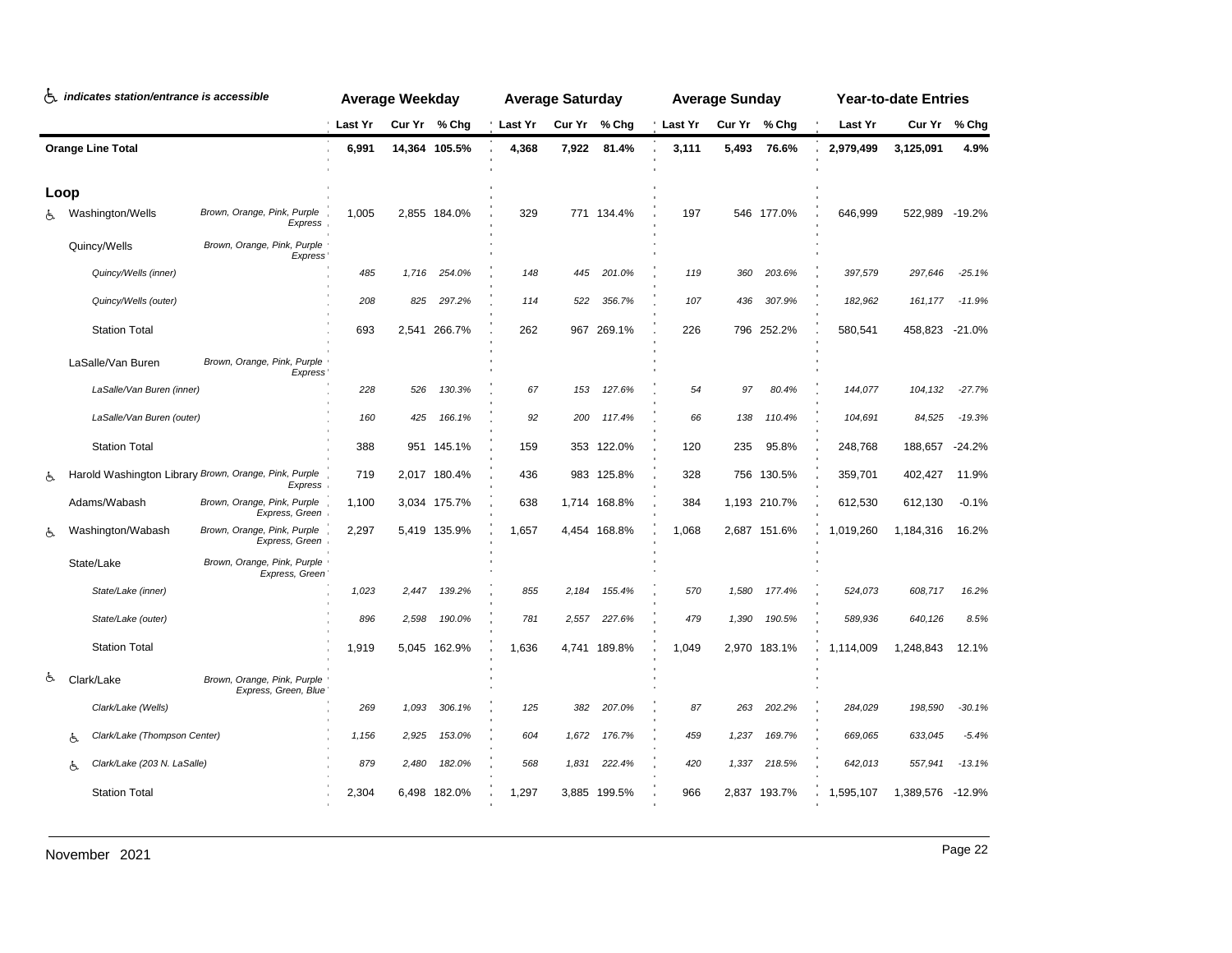♿ *indicates station/entrance is accessible*

| Station | Lines | Average Weekday Last Yr | Average Weekday Cur Yr | Average Weekday % Chg | Average Saturday Last Yr | Average Saturday Cur Yr | Average Saturday % Chg | Average Sunday Last Yr | Average Sunday Cur Yr | Average Sunday % Chg | Year-to-date Entries Last Yr | Year-to-date Entries Cur Yr | Year-to-date Entries % Chg |
|---|---|---|---|---|---|---|---|---|---|---|---|---|---|
| **Orange Line Total** | | **6,991** | **14,364** | **105.5%** | **4,368** | **7,922** | **81.4%** | **3,111** | **5,493** | **76.6%** | **2,979,499** | **3,125,091** | **4.9%** |
| **Loop** | | | | | | | | | | | | | |
| ♿ Washington/Wells | *Brown, Orange, Pink, Purple Express* | 1,005 | 2,855 | 184.0% | 329 | 771 | 134.4% | 197 | 546 | 177.0% | 646,999 | 522,989 | -19.2% |
| Quincy/Wells | *Brown, Orange, Pink, Purple Express* | | | | | | | | | | | | |
| *Quincy/Wells (inner)* | | *485* | *1,716* | *254.0%* | *148* | *445* | *201.0%* | *119* | *360* | *203.6%* | *397,579* | *297,646* | *-25.1%* |
| *Quincy/Wells (outer)* | | *208* | *825* | *297.2%* | *114* | *522* | *356.7%* | *107* | *436* | *307.9%* | *182,962* | *161,177* | *-11.9%* |
| Station Total | | 693 | 2,541 | 266.7% | 262 | 967 | 269.1% | 226 | 796 | 252.2% | 580,541 | 458,823 | -21.0% |
| LaSalle/Van Buren | *Brown, Orange, Pink, Purple Express* | | | | | | | | | | | | |
| *LaSalle/Van Buren (inner)* | | *228* | *526* | *130.3%* | *67* | *153* | *127.6%* | *54* | *97* | *80.4%* | *144,077* | *104,132* | *-27.7%* |
| *LaSalle/Van Buren (outer)* | | *160* | *425* | *166.1%* | *92* | *200* | *117.4%* | *66* | *138* | *110.4%* | *104,691* | *84,525* | *-19.3%* |
| Station Total | | 388 | 951 | 145.1% | 159 | 353 | 122.0% | 120 | 235 | 95.8% | 248,768 | 188,657 | -24.2% |
| ♿ Harold Washington Library | *Brown, Orange, Pink, Purple Express* | 719 | 2,017 | 180.4% | 436 | 983 | 125.8% | 328 | 756 | 130.5% | 359,701 | 402,427 | 11.9% |
| Adams/Wabash | *Brown, Orange, Pink, Purple Express, Green* | 1,100 | 3,034 | 175.7% | 638 | 1,714 | 168.8% | 384 | 1,193 | 210.7% | 612,530 | 612,130 | -0.1% |
| ♿ Washington/Wabash | *Brown, Orange, Pink, Purple Express, Green* | 2,297 | 5,419 | 135.9% | 1,657 | 4,454 | 168.8% | 1,068 | 2,687 | 151.6% | 1,019,260 | 1,184,316 | 16.2% |
| State/Lake | *Brown, Orange, Pink, Purple Express, Green* | | | | | | | | | | | | |
| *State/Lake (inner)* | | *1,023* | *2,447* | *139.2%* | *855* | *2,184* | *155.4%* | *570* | *1,580* | *177.4%* | *524,073* | *608,717* | *16.2%* |
| *State/Lake (outer)* | | *896* | *2,598* | *190.0%* | *781* | *2,557* | *227.6%* | *479* | *1,390* | *190.5%* | *589,936* | *640,126* | *8.5%* |
| Station Total | | 1,919 | 5,045 | 162.9% | 1,636 | 4,741 | 189.8% | 1,049 | 2,970 | 183.1% | 1,114,009 | 1,248,843 | 12.1% |
| ♿ Clark/Lake | *Brown, Orange, Pink, Purple Express, Green, Blue* | | | | | | | | | | | | |
| *Clark/Lake (Wells)* | | *269* | *1,093* | *306.1%* | *125* | *382* | *207.0%* | *87* | *263* | *202.2%* | *284,029* | *198,590* | *-30.1%* |
| ♿ *Clark/Lake (Thompson Center)* | | *1,156* | *2,925* | *153.0%* | *604* | *1,672* | *176.7%* | *459* | *1,237* | *169.7%* | *669,065* | *633,045* | *-5.4%* |
| ♿ *Clark/Lake (203 N. LaSalle)* | | *879* | *2,480* | *182.0%* | *568* | *1,831* | *222.4%* | *420* | *1,337* | *218.5%* | *642,013* | *557,941* | *-13.1%* |
| Station Total | | 2,304 | 6,498 | 182.0% | 1,297 | 3,885 | 199.5% | 966 | 2,837 | 193.7% | 1,595,107 | 1,389,576 | -12.9% |

November 2021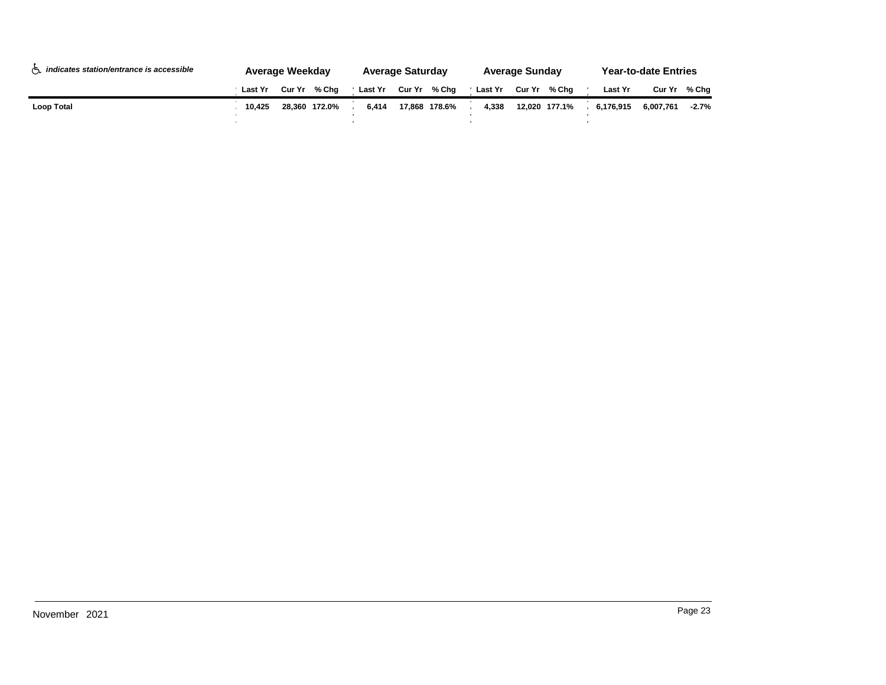| ♿ *indicates station/entrance is accessible* | **Average Weekday** | | | **Average Saturday** | | | **Average Sunday** | | | **Year-to-date Entries** | | |
|---|---|---|---|---|---|---|---|---|---|---|---|---|
| | **Last Yr** | **Cur Yr** | **% Chg** | **Last Yr** | **Cur Yr** | **% Chg** | **Last Yr** | **Cur Yr** | **% Chg** | **Last Yr** | **Cur Yr** | **% Chg** |
| **Loop Total** | **10,425** | **28,360** | **172.0%** | **6,414** | **17,868** | **178.6%** | **4,338** | **12,020** | **177.1%** | **6,176,915** | **6,007,761** | **-2.7%** |

November 2021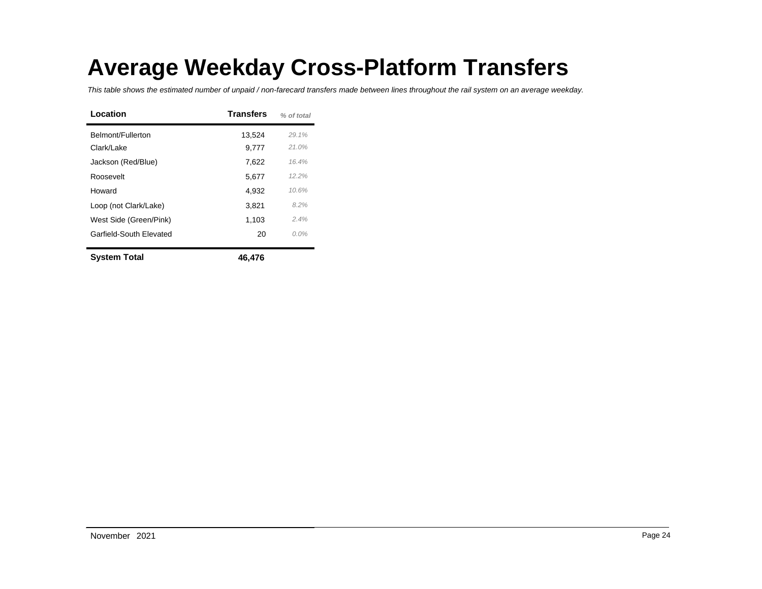# Average Weekday Cross-Platform Transfers

*This table shows the estimated number of unpaid / non-farecard transfers made between lines throughout the rail system on an average weekday.*

| Location | Transfers | *% of total* |
|---|---|---|
| Belmont/Fullerton | 13,524 | *29.1%* |
| Clark/Lake | 9,777 | *21.0%* |
| Jackson (Red/Blue) | 7,622 | *16.4%* |
| Roosevelt | 5,677 | *12.2%* |
| Howard | 4,932 | *10.6%* |
| Loop (not Clark/Lake) | 3,821 | *8.2%* |
| West Side (Green/Pink) | 1,103 | *2.4%* |
| Garfield-South Elevated | 20 | *0.0%* |
| **System Total** | **46,476** | |

November 2021